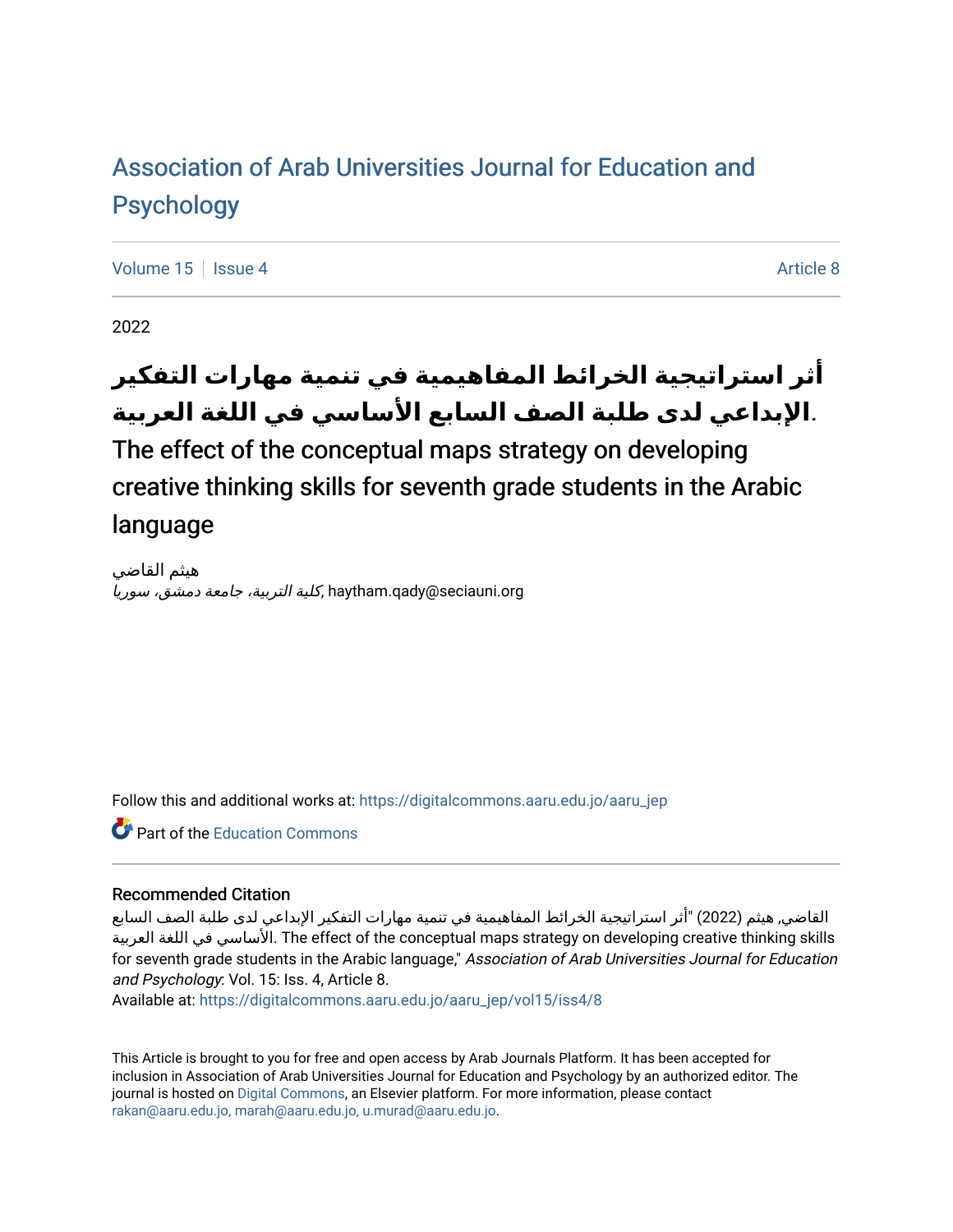Association of Arab Universities Journal for Education and Psychology

Volume 15 | Issue 4 | Article 8

2022

# أثر استراتيجية الخرائط المفاهيمية في تنمية مهارات التفكير الإبداعي لدى طلبة الصف السابع الأساسي في اللغة العربية. The effect of the conceptual maps strategy on developing creative thinking skills for seventh grade students in the Arabic language

هيثم القاضي
*كلية التربية، جامعة دمشق، سوريا*, haytham.qady@seciauni.org

Follow this and additional works at: https://digitalcommons.aaru.edu.jo/aaru_jep

Part of the Education Commons

## Recommended Citation

القاضي, هيثم (2022) "أثر استراتيجية الخرائط المفاهيمية في تنمية مهارات التفكير الإبداعي لدى طلبة الصف السابع الأساسي في اللغة العربية. The effect of the conceptual maps strategy on developing creative thinking skills for seventh grade students in the Arabic language," *Association of Arab Universities Journal for Education and Psychology*: Vol. 15: Iss. 4, Article 8.
Available at: https://digitalcommons.aaru.edu.jo/aaru_jep/vol15/iss4/8

This Article is brought to you for free and open access by Arab Journals Platform. It has been accepted for inclusion in Association of Arab Universities Journal for Education and Psychology by an authorized editor. The journal is hosted on Digital Commons, an Elsevier platform. For more information, please contact rakan@aaru.edu.jo, marah@aaru.edu.jo, u.murad@aaru.edu.jo.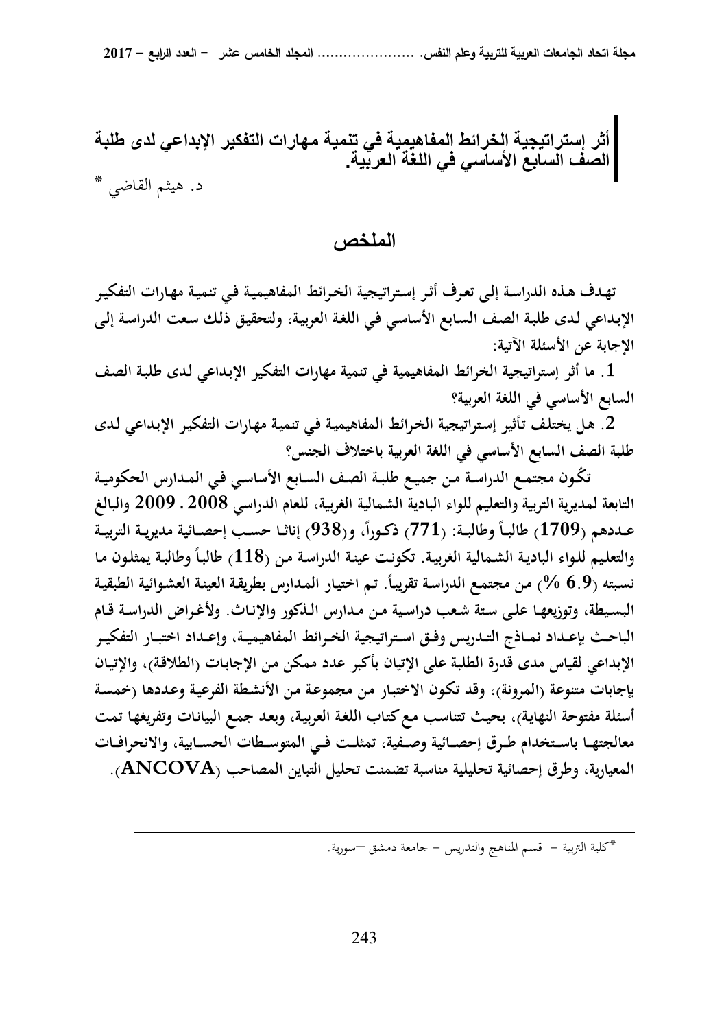# أثر إستراتيجية الخرائط المفاهيمية في تنمية مهارات التفكير الإبداعي لدى طلبة الصف السابع الأساسي في اللغة العربية.

د. هيثم القاضي *

## الملخص

**تهدف هذه الدراسة إلى تعرف أثر إستراتيجية الخرائط المفاهيمية في تنمية مهارات التفكير الإبداعي لدى طلبة الصف السابع الأساسي في اللغة العربية، ولتحقيق ذلك سعت الدراسة إلى الإجابة عن الأسئلة الآتية:**

**1. ما أثر إستراتيجية الخرائط المفاهيمية في تنمية مهارات التفكير الإبداعي لدى طلبة الصف السابع الأساسي في اللغة العربية؟**

**2. هل يختلف تأثير إستراتيجية الخرائط المفاهيمية في تنمية مهارات التفكير الإبداعي لدى طلبة الصف السابع الأساسي في اللغة العربية باختلاف الجنس؟**

**تكّون مجتمع الدراسة من جميع طلبة الصف السابع الأساسي في المدارس الحكومية التابعة لمديرية التربية والتعليم للواء البادية الشمالية الغربية، للعام الدراسي 2008 . 2009 والبالغ عددهم (1709) طالباً وطالبة: (771) ذكوراً، و(938) إناثا حسب إحصائية مديرية التربية والتعليم للواء البادية الشمالية الغربية. تكونت عينة الدراسة من (118) طالباً وطالبة يمثلون ما نسبته (6.9 %) من مجتمع الدراسة تقريباً. تم اختيار المدارس بطريقة العينة العشوائية الطبقية البسيطة، وتوزيعها على ستة شعب دراسية من مدارس الذكور والإناث. ولأغراض الدراسة قام الباحث بإعداد نماذج التدريس وفق استراتيجية الخرائط المفاهيمية، وإعداد اختبار التفكير الإبداعي لقياس مدى قدرة الطلبة على الإتيان بأكبر عدد ممكن من الإجابات (الطلاقة)، والإتيان بإجابات متنوعة (المرونة)، وقد تكون الاختبار من مجموعة من الأنشطة الفرعية وعددها (خمسة أسئلة مفتوحة النهاية)، بحيث تتناسب مع كتاب اللغة العربية، وبعد جمع البيانات وتفريغها تمت معالجتها باستخدام طرق إحصائية وصفية، تمثلت في المتوسطات الحسابية، والانحرافات المعيارية، وطرق إحصائية تحليلية مناسبة تضمنت تحليل التباين المصاحب (ANCOVA).**

---

*كلية التربية – قسم المناهج والتدريس – جامعة دمشق –سورية.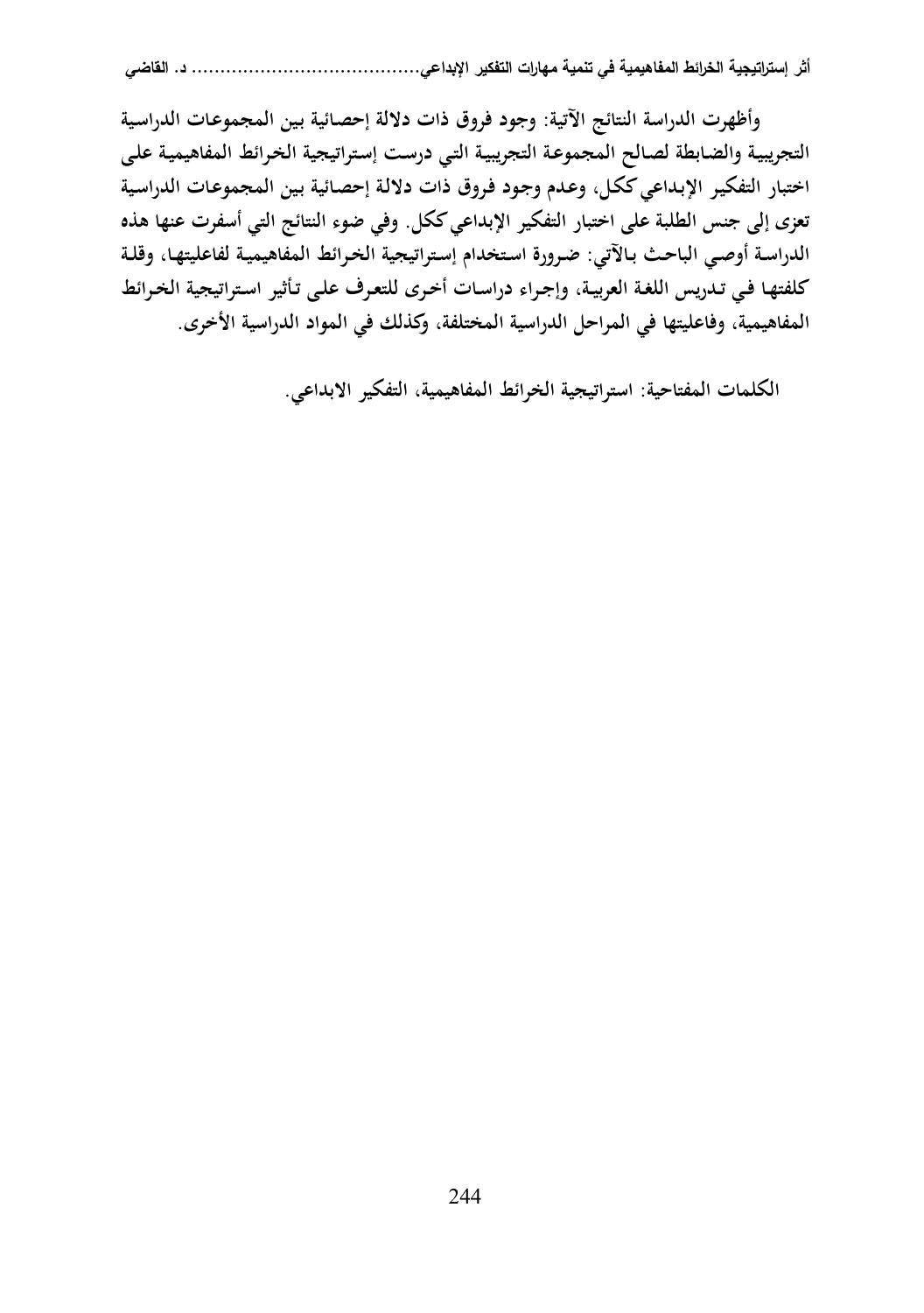وأظهرت الدراسة النتائج الآتية: وجود فروق ذات دلالة إحصائية بين المجموعات الدراسية التجريبية والضابطة لصالح المجموعة التجريبية التي درست إستراتيجية الخرائط المفاهيمية على اختبار التفكير الإبداعي ككل، وعدم وجود فروق ذات دلالة إحصائية بين المجموعات الدراسية تعزى إلى جنس الطلبة على اختبار التفكير الإبداعي ككل. وفي ضوء النتائج التي أسفرت عنها هذه الدراسة أوصي الباحث بالآتي: ضرورة استخدام إستراتيجية الخرائط المفاهيمية لفاعليتها، وقلة كلفتها في تدريس اللغة العربية، وإجراء دراسات أخرى للتعرف على تأثير استراتيجية الخرائط المفاهيمية، وفاعليتها في المراحل الدراسية المختلفة، وكذلك في المواد الدراسية الأخرى.

**الكلمات المفتاحية:** استراتيجية الخرائط المفاهيمية، التفكير الابداعي.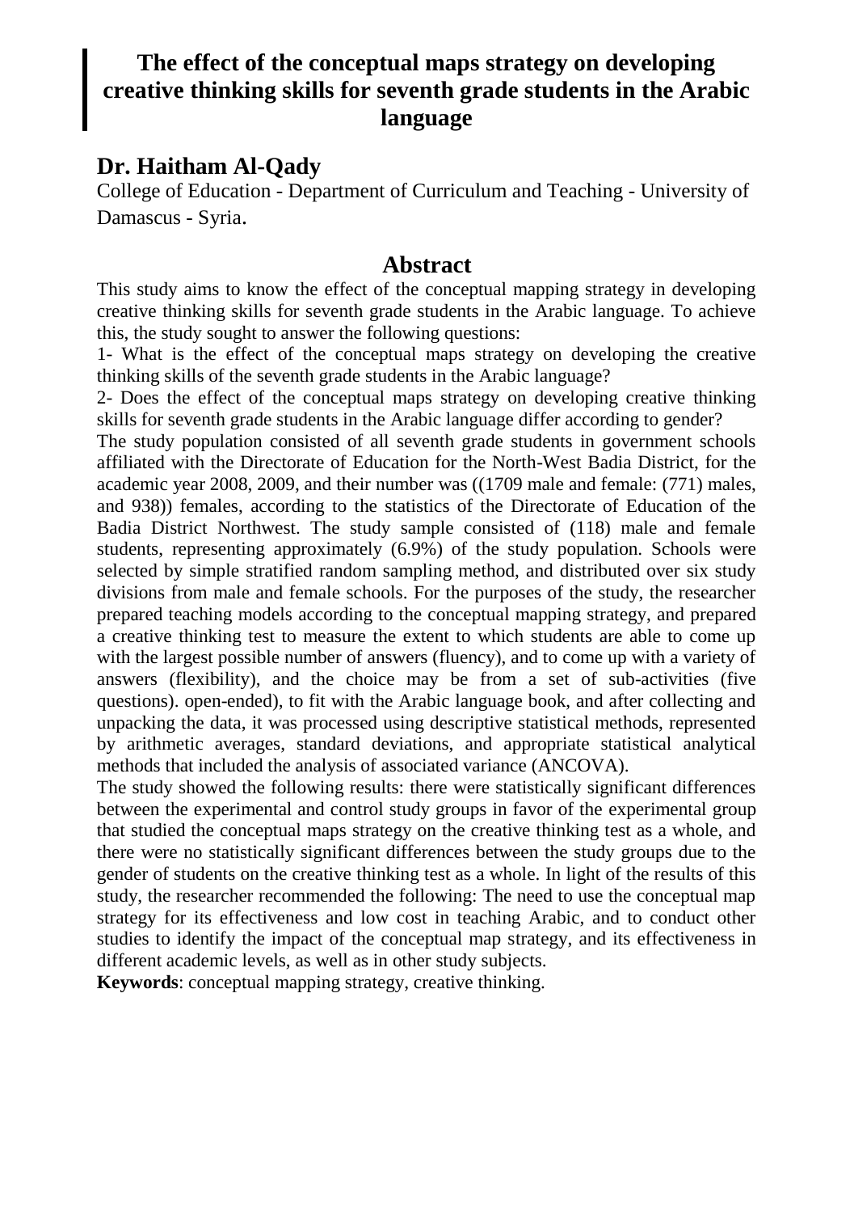# The effect of the conceptual maps strategy on developing creative thinking skills for seventh grade students in the Arabic language

## Dr. Haitham Al-Qady

College of Education - Department of Curriculum and Teaching - University of Damascus - Syria.

## Abstract

This study aims to know the effect of the conceptual mapping strategy in developing creative thinking skills for seventh grade students in the Arabic language. To achieve this, the study sought to answer the following questions:

1- What is the effect of the conceptual maps strategy on developing the creative thinking skills of the seventh grade students in the Arabic language?

2- Does the effect of the conceptual maps strategy on developing creative thinking skills for seventh grade students in the Arabic language differ according to gender?

The study population consisted of all seventh grade students in government schools affiliated with the Directorate of Education for the North-West Badia District, for the academic year 2008, 2009, and their number was ((1709 male and female: (771) males, and 938)) females, according to the statistics of the Directorate of Education of the Badia District Northwest. The study sample consisted of (118) male and female students, representing approximately (6.9%) of the study population. Schools were selected by simple stratified random sampling method, and distributed over six study divisions from male and female schools. For the purposes of the study, the researcher prepared teaching models according to the conceptual mapping strategy, and prepared a creative thinking test to measure the extent to which students are able to come up with the largest possible number of answers (fluency), and to come up with a variety of answers (flexibility), and the choice may be from a set of sub-activities (five questions). open-ended), to fit with the Arabic language book, and after collecting and unpacking the data, it was processed using descriptive statistical methods, represented by arithmetic averages, standard deviations, and appropriate statistical analytical methods that included the analysis of associated variance (ANCOVA).

The study showed the following results: there were statistically significant differences between the experimental and control study groups in favor of the experimental group that studied the conceptual maps strategy on the creative thinking test as a whole, and there were no statistically significant differences between the study groups due to the gender of students on the creative thinking test as a whole. In light of the results of this study, the researcher recommended the following: The need to use the conceptual map strategy for its effectiveness and low cost in teaching Arabic, and to conduct other studies to identify the impact of the conceptual map strategy, and its effectiveness in different academic levels, as well as in other study subjects.

**Keywords**: conceptual mapping strategy, creative thinking.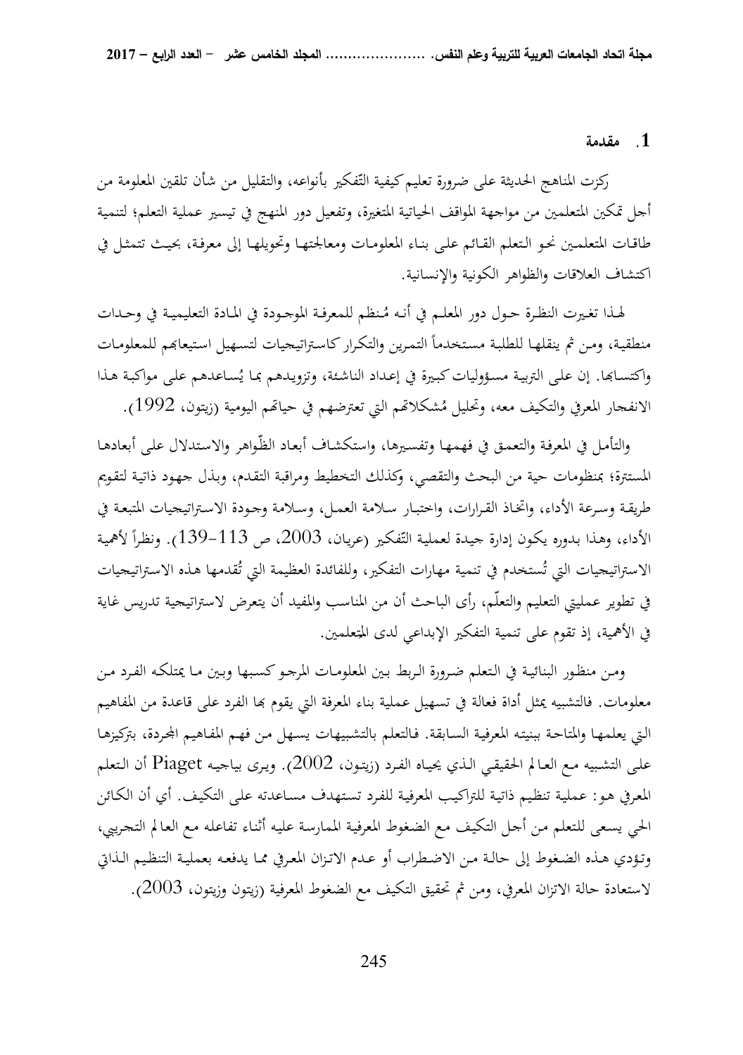## 1. مقدمة

ركزت المناهج الحديثة على ضرورة تعليم كيفية التّفكير بأنواعه، والتقليل من شأن تلقين المعلومة من أجل تمكين المتعلمين من مواجهة المواقف الحياتية المتغيرة، وتفعيل دور المنهج في تيسير عملية التعلم؛ لتنمية طاقات المتعلمين نحو التعلم القائم على بناء المعلومات ومعالجتها وتحويلها إلى معرفة، بحيث تتمثل في اكتشاف العلاقات والظواهر الكونية والإنسانية.

لهذا تغيرت النظرة حول دور المعلم في أنه مُنظم للمعرفة الموجودة في المادة التعليمية في وحدات منطقية، ومن ثم ينقلها للطلبة مستخدماً التمرين والتكرار كاستراتيجيات لتسهيل استيعابهم للمعلومات واكتسابها. إن على التربية مسؤوليات كبيرة في إعداد الناشئة، وتزويدهم بما يُساعدهم على مواكبة هذا الانفجار المعرفي والتكيف معه، وتحليل مُشكلاتهم التي تعترضهم في حياتهم اليومية (زيتون، 1992).

والتأمل في المعرفة والتعمق في فهمها وتفسيرها، واستكشاف أبعاد الظّواهر والاستدلال على أبعادها المستترة؛ بمنظومات حية من البحث والتقصي، وكذلك التخطيط ومراقبة التقدم، وبذل جهود ذاتية لتقويم طريقة وسرعة الأداء، واتخاذ القرارات، واختبار سلامة العمل، وسلامة وجودة الاستراتيجيات المتبعة في الأداء، وهذا بدوره يكون إدارة جيدة لعملية التّفكير (عريان، 2003، ص 113-139). ونظراً لأهمية الاستراتيجيات التي تُستخدم في تنمية مهارات التفكير، وللفائدة العظيمة التي تُقدمها هذه الاستراتيجيات في تطوير عمليتي التعليم والتعلّم، رأى الباحث أن من المناسب والمفيد أن يتعرض لاستراتيجية تدريس غاية في الأهمية، إذ تقوم على تنمية التفكير الإبداعي لدى المتعلمين.

ومن منظور البنائية في التعلم ضرورة الربط بين المعلومات المرجو كسبها وبين ما يمتلكه الفرد من معلومات. فالتشبيه يمثل أداة فعالة في تسهيل عملية بناء المعرفة التي يقوم بها الفرد على قاعدة من المفاهيم التي يعلمها والمتاحة ببنيته المعرفية السابقة. فالتعلم بالتشبيهات يسهل من فهم المفاهيم المجردة، بتركيزها على التشبيه مع العالم الحقيقي الذي يحياه الفرد (زيتون، 2002). ويرى بياجيه Piaget أن التعلم المعرفي هو: عملية تنظيم ذاتية للتراكيب المعرفية للفرد تستهدف مساعدته على التكيف. أي أن الكائن الحي يسعى للتعلم من أجل التكيف مع الضغوط المعرفية الممارسة عليه أثناء تفاعله مع العالم التجريبي، وتؤدي هذه الضغوط إلى حالة من الاضطراب أو عدم الاتزان المعرفي مما يدفعه بعملية التنظيم الذاتي لاستعادة حالة الاتزان المعرفي، ومن ثم تحقيق التكيف مع الضغوط المعرفية (زيتون وزيتون، 2003).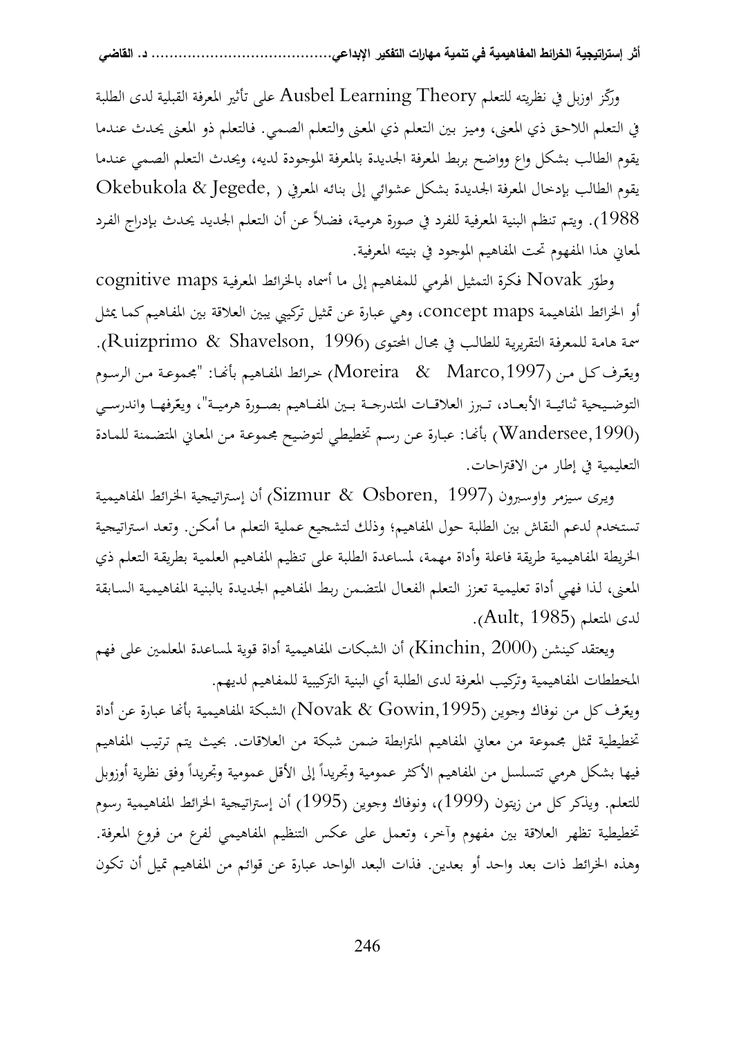وركّز اوزبل في نظريته للتعلم Ausbel Learning Theory على تأثير المعرفة القبلية لدى الطلبة في التعلم اللاحق ذي المعنى، وميز بين التعلم ذي المعنى والتعلم الصمي. فالتعلم ذو المعنى يحدث عندما يقوم الطالب بشكل واع وواضح بربط المعرفة الجديدة بالمعرفة الموجودة لديه، ويحدث التعلم الصمي عندما يقوم الطالب بإدخال المعرفة الجديدة بشكل عشوائي إلى بنائه المعرفي (Okebukola & Jegede, 1988). ويتم تنظم البنية المعرفية للفرد في صورة هرمية، فضلاً عن أن التعلم الجديد يحدث بإدراج الفرد لمعاني هذا المفهوم تحت المفاهيم الموجود في بنيته المعرفية.

وطوّر Novak فكرة التمثيل الهرمي للمفاهيم إلى ما أسماه بالخرائط المعرفية cognitive maps أو الخرائط المفاهيمة concept maps، وهي عبارة عن تمثيل تركيبي يبين العلاقة بين المفاهيم كما يمثل سمة هامة للمعرفة التقريرية للطالب في مجال المحتوى (Ruizprimo & Shavelson, 1996). ويعّرف كل من (Moreira & Marco,1997) خرائط المفاهيم بأنها: "مجموعة من الرسوم التوضيحية ثنائية الأبعاد، تبرز العلاقات المتدرجة بين المفاهيم بصورة هرمية"، ويعّرفها واندرسي (Wandersee,1990) بأنها: عبارة عن رسم تخطيطي لتوضيح مجموعة من المعاني المتضمنة للمادة التعليمية في إطار من الاقتراحات.

ويرى سيزمر واوسبرون (Sizmur & Osboren, 1997) أن إستراتيجية الخرائط المفاهيمية تستخدم لدعم النقاش بين الطلبة حول المفاهيم؛ وذلك لتشجيع عملية التعلم ما أمكن. وتعد استراتيجية الخريطة المفاهيمية طريقة فاعلة وأداة مهمة، لمساعدة الطلبة على تنظيم المفاهيم العلمية بطريقة التعلم ذي المعنى، لذا فهي أداة تعليمية تعزز التعلم الفعال المتضمن ربط المفاهيم الجديدة بالبنية المفاهيمية السابقة لدى المتعلم (Ault, 1985).

ويعتقد كينشن (Kinchin, 2000) أن الشبكات المفاهيمية أداة قوية لمساعدة المعلمين على فهم المخططات المفاهيمية وتركيب المعرفة لدى الطلبة أي البنية التركيبية للمفاهيم لديهم.

ويعّرف كل من نوفاك وجوين (Novak & Gowin,1995) الشبكة المفاهيمية بأنها عبارة عن أداة تخطيطية تمثل مجموعة من معاني المفاهيم المترابطة ضمن شبكة من العلاقات. بحيث يتم ترتيب المفاهيم فيها بشكل هرمي تتسلسل من المفاهيم الأكثر عمومية وتجريداً إلى الأقل عمومية وتجريداً وفق نظرية أوزوبل للتعلم. ويذكر كل من زيتون (1999)، ونوفاك وجوين (1995) أن إستراتيجية الخرائط المفاهيمية رسوم تخطيطية تظهر العلاقة بين مفهوم وآخر، وتعمل على عكس التنظيم المفاهيمي لفرع من فروع المعرفة. وهذه الخرائط ذات بعد واحد أو بعدين. فذات البعد الواحد عبارة عن قوائم من المفاهيم تميل أن تكون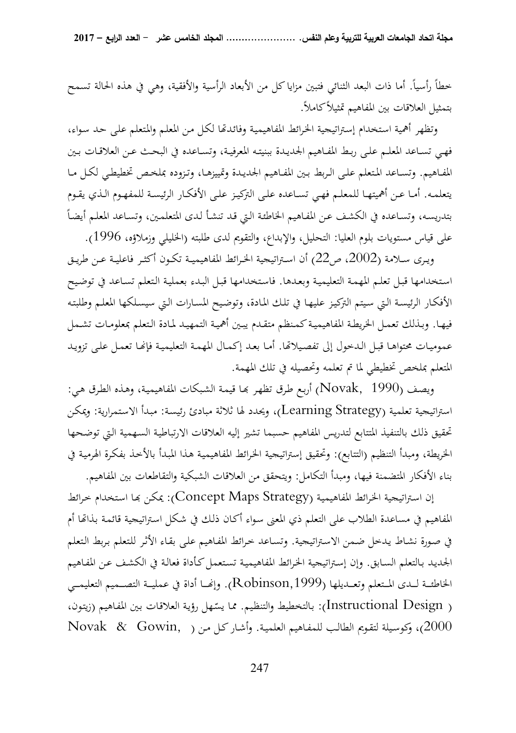خطاً رأسياً. أما ذات البعد الثنائي فتبين مزايا كل من الأبعاد الرأسية والأفقية، وهي في هذه الحالة تسمح بتمثيل العلاقات بين المفاهيم تمثيلاً كاملاً.

وتظهر أهمية استخدام إستراتيجية الخرائط المفاهيمية وفوائدها لكل من المعلم والمتعلم على حد سواء، فهي تساعد المعلم على ربط المفاهيم الجديدة ببنيته المعرفية، وتساعده في البحث عن العلاقات بين المفاهيم. وتساعد المتعلم على الربط بين المفاهيم الجديدة وتمييزها، وتزوده بملخص تخطيطي لكل ما يتعلمه. أما عن أهميتها للمعلم فهي تساعده على التركيز على الأفكار الرئيسة للمفهوم الذي يقوم بتدريسه، وتساعده في الكشف عن المفاهيم الخاطئة التي قد تنشأ لدى المتعلمين، وتساعد المعلم أيضاً على قياس مستويات بلوم العليا: التحليل، والإبداع، والتقويم لدى طلبته (الخليلي وزملاؤه، 1996).

ويرى سلامة (2002، ص22) أن استراتيجية الخرائط المفاهيمية تكون أكثر فاعلية عن طريق استخدامها قبل تعلم المهمة التعليمية وبعدها. فاستخدامها قبل البدء بعملية التعلم تساعد في توضيح الأفكار الرئيسة التي سيتم التركيز عليها في تلك المادة، وتوضيح المسارات التي سيسلكها المعلم وطلبته فيها. وبذلك تعمل الخريطة المفاهيمية كمنظم متقدم يبين أهمية التمهيد لمادة التعلم بمعلومات تشمل عموميات محتواها قبل الدخول إلى تفصيلاتها. أما بعد إكمال المهمة التعليمية فإنها تعمل على تزويد المتعلم بملخص تخطيطي لما تم تعلمه وتحصيله في تلك المهمة.

ويصف (Novak, 1990) أربع طرق تظهر بها قيمة الشبكات المفاهيمية، وهذه الطرق هي: استراتيجية تعلمية (Learning Strategy)، ويحدد لها ثلاثة مبادئ رئيسة: مبدأ الاستمرارية: ويمكن تحقيق ذلك بالتنفيذ المتتابع لتدريس المفاهيم حسبما تشير إليه العلاقات الارتباطية السهمية التي توضحها الخريطة، ومبدأ التنظيم (التتابع): وتحقيق إستراتيجية الخرائط المفاهيمية هذا المبدأ بالأخذ بفكرة الهرمية في بناء الأفكار المتضمنة فيها، ومبدأ التكامل: ويتحقق من العلاقات الشبكية والتقاطعات بين المفاهيم.

إن استراتيجية الخرائط المفاهيمية (Concept Maps Strategy): يمكن بها استخدام خرائط المفاهيم في مساعدة الطلاب على التعلم ذي المعنى سواء أكان ذلك في شكل استراتيجية قائمة بذاتها أم في صورة نشاط يدخل ضمن الاستراتيجية. وتساعد خرائط المفاهيم على بقاء الأثر للتعلم بربط التعلم الجديد بالتعلم السابق. وإن إستراتيجية الخرائط المفاهيمية تستعمل كأداة فعالة في الكشف عن المفاهيم الخاطئة لدى المتعلم وتعديلها (Robinson,1999). وإنها أداة في عملية التصميم التعليمي (Instructional Design): بالتخطيط والتنظيم. مما يسّهل رؤية العلاقات بين المفاهيم (زيتون، 2000)، وكوسيلة لتقويم الطالب للمفاهيم العلمية. وأشار كل من (Novak & Gowin,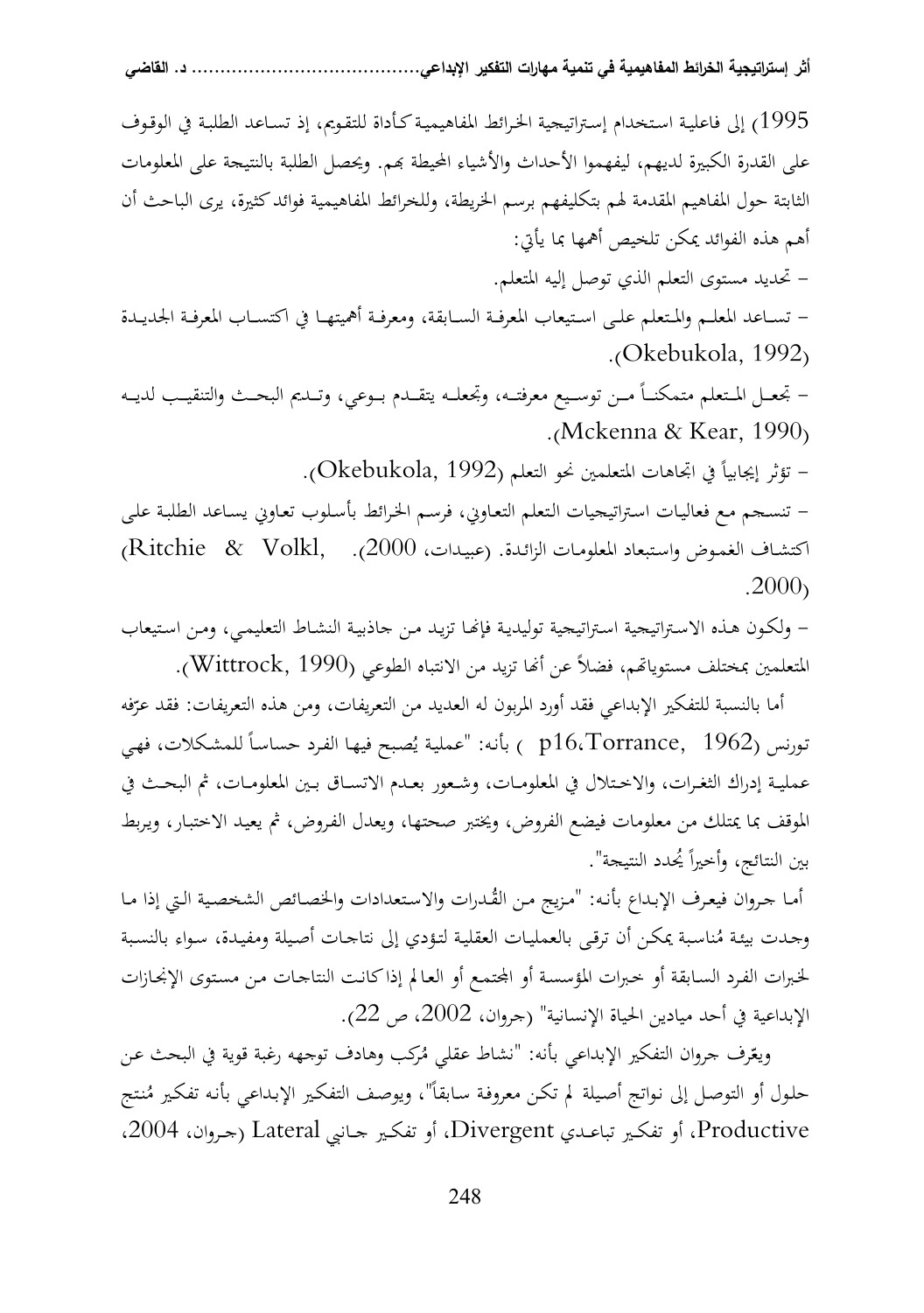1995) إلى فاعلية استخدام إستراتيجية الخرائط المفاهيمية كأداة للتقويم، إذ تساعد الطلبة في الوقوف على القدرة الكبيرة لديهم، ليفهموا الأحداث والأشياء المحيطة بهم. ويحصل الطلبة بالنتيجة على المعلومات الثابتة حول المفاهيم المقدمة لهم بتكليفهم برسم الخريطة، وللخرائط المفاهيمية فوائد كثيرة، يرى الباحث أن أهم هذه الفوائد يمكن تلخيص أهمها بما يأتي:

- تحديد مستوى التعلم الذي توصل إليه المتعلم.
- تساعد المعلم والمتعلم على استيعاب المعرفة السابقة، ومعرفة أهميتها في اكتساب المعرفة الجديدة (Okebukola, 1992).
- تجعل المتعلم متمكناً من توسيع معرفته، وتجعله يتقدم بوعي، وتديم البحث والتنقيب لديه (Mckenna & Kear, 1990).
- تؤثر إيجابياً في اتجاهات المتعلمين نحو التعلم (Okebukola, 1992).
- تنسجم مع فعاليات استراتيجيات التعلم التعاوني، فرسم الخرائط بأسلوب تعاوني يساعد الطلبة على اكتشاف الغموض واستبعاد المعلومات الزائدة. (عبيدات، 2000). (Ritchie & Volkl, 2000).
- ولكون هذه الاستراتيجية استراتيجية توليدية فإنها تزيد من جاذبية النشاط التعليمي، ومن استيعاب المتعلمين بمختلف مستوياتهم، فضلاً عن أنها تزيد من الانتباه الطوعي (Wittrock, 1990).

أما بالنسبة للتفكير الإبداعي فقد أورد المربون له العديد من التعريفات، ومن هذه التعريفات: فقد عرّفه تورنس (Torrance, 1962، p16) بأنه: "عملية يُصبح فيها الفرد حساساً للمشكلات، فهي عملية إدراك الثغرات، والاختلال في المعلومات، وشعور بعدم الاتساق بين المعلومات، ثم البحث في الموقف بما يمتلك من معلومات فيضع الفروض، ويختبر صحتها، ويعدل الفروض، ثم يعيد الاختبار، ويربط بين النتائج، وأخيراً يُحدد النتيجة".

أما جروان فيعرف الإبداع بأنه: "مزيج من القُدرات والاستعدادات والخصائص الشخصية التي إذا ما وجدت بيئة مُناسبة يمكن أن ترقى بالعمليات العقلية لتؤدي إلى نتاجات أصيلة ومفيدة، سواء بالنسبة لخبرات الفرد السابقة أو خبرات المؤسسة أو المجتمع أو العالم إذا كانت النتاجات من مستوى الإنجازات الإبداعية في أحد ميادين الحياة الإنسانية" (جروان، 2002، ص 22).

ويعّرف جروان التفكير الإبداعي بأنه: "نشاط عقلي مُركب وهادف توجهه رغبة قوية في البحث عن حلول أو التوصل إلى نواتج أصيلة لم تكن معروفة سابقاً"، ويوصف التفكير الإبداعي بأنه تفكير مُنتج Productive، أو تفكير تباعدي Divergent، أو تفكير جانبي Lateral (جروان، 2004،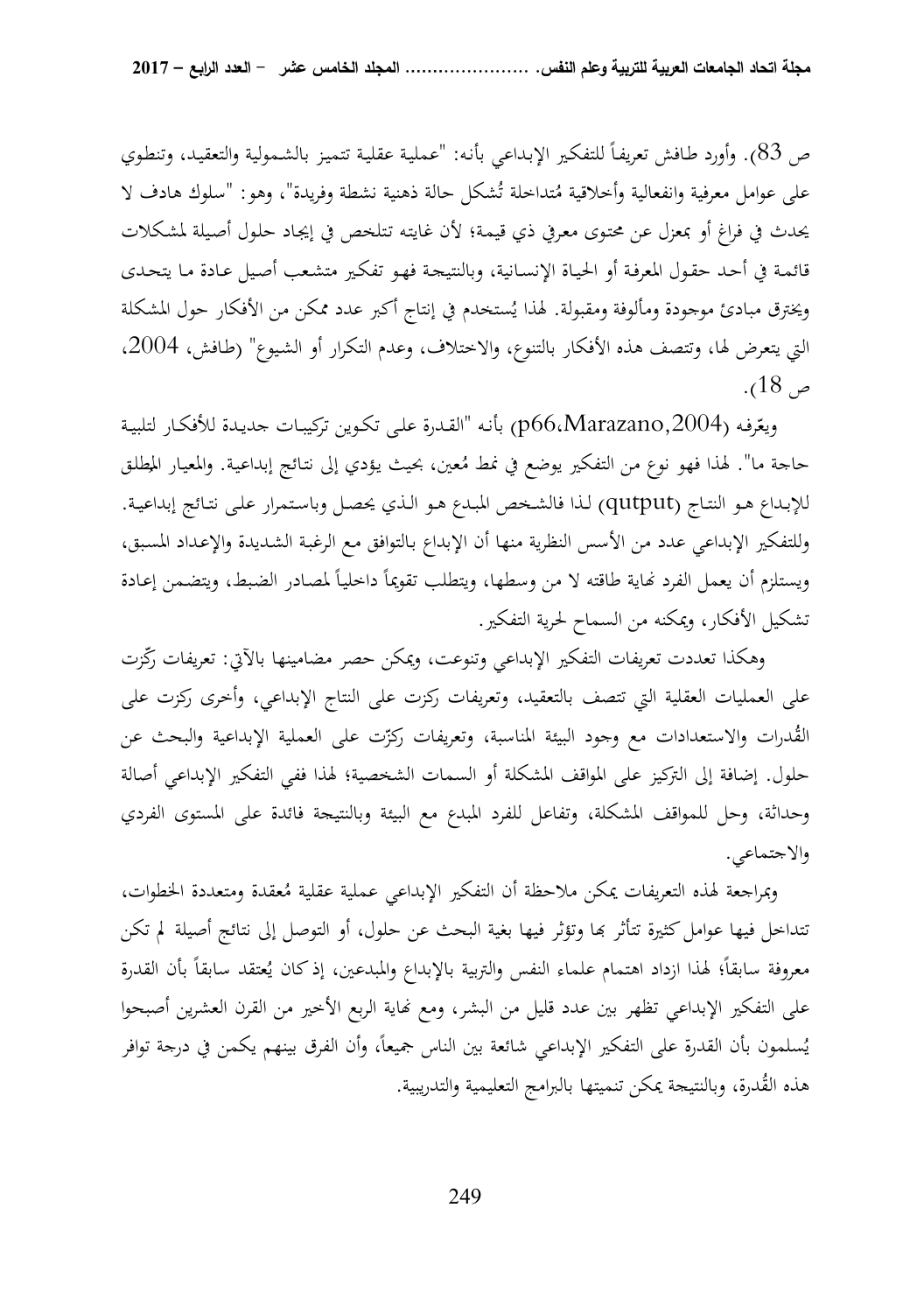ص 83). وأورد طافش تعريفاً للتفكير الإبداعي بأنه: "عملية عقلية تتميز بالشمولية والتعقيد، وتنطوي على عوامل معرفية وانفعالية وأخلاقية مُتداخلة تُشكل حالة ذهنية نشطة وفريدة"، وهو: "سلوك هادف لا يحدث في فراغ أو بمعزل عن محتوى معرفي ذي قيمة؛ لأن غايته تتلخص في إيجاد حلول أصيلة لمشكلات قائمة في أحد حقول المعرفة أو الحياة الإنسانية، وبالنتيجة فهو تفكير متشعب أصيل عادة ما يتحدى ويخترق مبادئ موجودة ومألوفة ومقبولة. لهذا يُستخدم في إنتاج أكبر عدد ممكن من الأفكار حول المشكلة التي يتعرض لها، وتتصف هذه الأفكار بالتنوع، والاختلاف، وعدم التكرار أو الشيوع" (طافش، 2004، ص 18).

ويعّرفه (Marazano,2004، p66) بأنه "القدرة على تكوين تركيبات جديدة للأفكار لتلبية حاجة ما". لهذا فهو نوع من التفكير يوضع في نمط مُعين، بحيث يؤدي إلى نتائج إبداعية. والمعيار المطلق للإبداع هو النتاج (qutput) لذا فالشخص المبدع هو الذي يحصل وباستمرار على نتائج إبداعية. وللتفكير الإبداعي عدد من الأسس النظرية منها أن الإبداع بالتوافق مع الرغبة الشديدة والإعداد المسبق، ويستلزم أن يعمل الفرد نهاية طاقته لا من وسطها، ويتطلب تقويماً داخلياً لمصادر الضبط، ويتضمن إعادة تشكيل الأفكار، ويمكنه من السماح لحرية التفكير.

وهكذا تعددت تعريفات التفكير الإبداعي وتنوعت، ويمكن حصر مضامينها بالآتي: تعريفات ركّزت على العمليات العقلية التي تتصف بالتعقيد، وتعريفات ركزت على النتاج الإبداعي، وأخرى ركزت على القُدرات والاستعدادات مع وجود البيئة المناسبة، وتعريفات ركّزت على العملية الإبداعية والبحث عن حلول. إضافة إلى التركيز على المواقف المشكلة أو السمات الشخصية؛ لهذا ففي التفكير الإبداعي أصالة وحداثة، وحل للمواقف المشكلة، وتفاعل للفرد المبدع مع البيئة وبالنتيجة فائدة على المستوى الفردي والاجتماعي.

وبمراجعة لهذه التعريفات يمكن ملاحظة أن التفكير الإبداعي عملية عقلية مُعقدة ومتعددة الخطوات، تتداخل فيها عوامل كثيرة تتأثر بها وتؤثر فيها بغية البحث عن حلول، أو التوصل إلى نتائج أصيلة لم تكن معروفة سابقاً؛ لهذا ازداد اهتمام علماء النفس والتربية بالإبداع والمبدعين، إذ كان يُعتقد سابقاً بأن القدرة على التفكير الإبداعي تظهر بين عدد قليل من البشر، ومع نهاية الربع الأخير من القرن العشرين أصبحوا يُسلمون بأن القدرة على التفكير الإبداعي شائعة بين الناس جميعاً، وأن الفرق بينهم يكمن في درجة توافر هذه القُدرة، وبالنتيجة يمكن تنميتها بالبرامج التعليمية والتدريبية.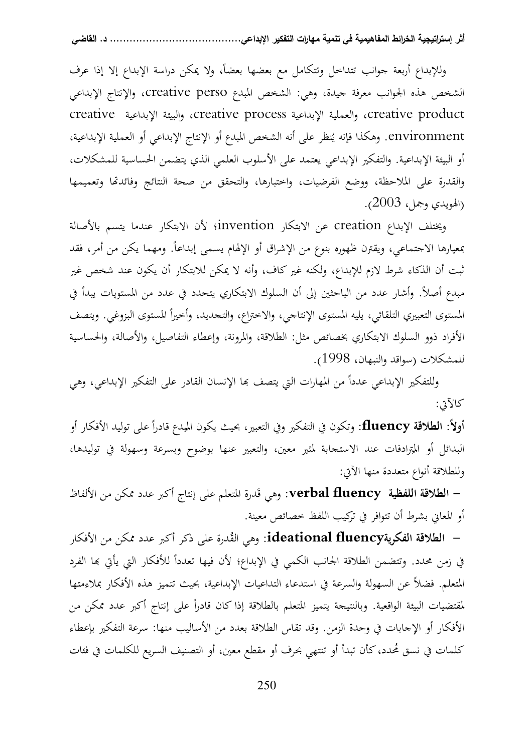وللإبداع أربعة جوانب تتداخل وتتكامل مع بعضها بعضاً، ولا يمكن دراسة الإبداع إلا إذا عرف الشخص هذه الجوانب معرفة جيدة، وهي: الشخص المبدع creative perso، والإنتاج الإبداعي creative product، والعملية الإبداعية creative process، والبيئة الإبداعية creative environment. وهكذا فإنه يُنظر على أنه الشخص المبدع أو الإنتاج الإبداعي أو العملية الإبداعية، أو البيئة الإبداعية. والتفكير الإبداعي يعتمد على الأسلوب العلمي الذي يتضمن الحساسية للمشكلات، والقدرة على الملاحظة، ووضع الفرضيات، واختبارها، والتحقق من صحة النتائج وفائدتها وتعميمها (الهويدي وجمل، 2003).

ويختلف الإبداع creation عن الابتكار invention؛ لأن الابتكار عندما يتسم بالأصالة بمعيارها الاجتماعي، ويقترن ظهوره بنوع من الإشراق أو الإلهام يسمى إبداعاً. ومهما يكن من أمر، فقد ثبت أن الذكاء شرط لازم للإبداع، ولكنه غير كاف، وأنه لا يمكن للابتكار أن يكون عند شخص غير مبدع أصلاً. وأشار عدد من الباحثين إلى أن السلوك الابتكاري يتحدد في عدد من المستويات يبدأ في المستوى التعبيري التلقائي، يليه المستوى الإنتاجي، والاختراع، والتجديد، وأخيراً المستوى البزوغي. ويتصف الأفراد ذوو السلوك الابتكاري بخصائص مثل: الطلاقة، والمرونة، وإعطاء التفاصيل، والأصالة، والحساسية للمشكلات (سواقد والنبهان، 1998).

وللتفكير الإبداعي عدداً من المهارات التي يتصف بها الإنسان القادر على التفكير الإبداعي، وهي كالآتي:

**أولاً: الطلاقة fluency**: وتكون في التفكير وفي التعبير، بحيث يكون المبدع قادراً على توليد الأفكار أو البدائل أو المترادفات عند الاستجابة لمثير معين، والتعبير عنها بوضوح وبسرعة وسهولة في توليدها، وللطلاقة أنواع متعددة منها الآتي:

– **الطلاقة اللفظية verbal fluency**: وهي قَدرة المتعلم على إنتاج أكبر عدد ممكن من الألفاظ أو المعاني بشرط أن تتوافر في تركيب اللفظ خصائص معينة.

– **الطلاقة الفكريةideational fluency**: وهي القُدرة على ذكر أكبر عدد ممكن من الأفكار في زمن محدد. وتتضمن الطلاقة الجانب الكمي في الإبداع؛ لأن فيها تعدداً للأفكار التي يأتي بها الفرد المتعلم. فضلاً عن السهولة والسرعة في استدعاء التداعيات الإبداعية، بحيث تتميز هذه الأفكار بملاءمتها لمقتضيات البيئة الواقعية. وبالنتيجة يتميز المتعلم بالطلاقة إذا كان قادراً على إنتاج أكبر عدد ممكن من الأفكار أو الإجابات في وحدة الزمن. وقد تقاس الطلاقة بعدد من الأساليب منها: سرعة التفكير بإعطاء كلمات في نسق مُحدد، كأن تبدأ أو تنتهي بحرف أو مقطع معين، أو التصنيف السريع للكلمات في فئات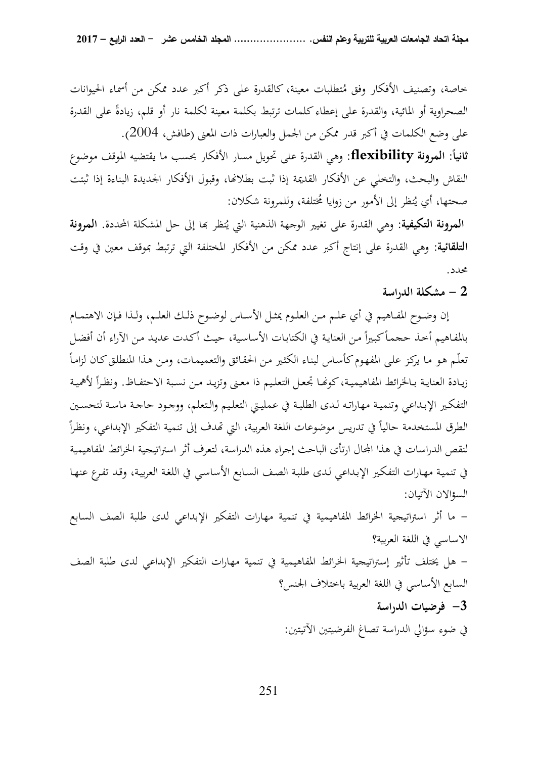خاصة، وتصنيف الأفكار وفق مُتطلبات معينة، كالقدرة على ذكر أكبر عدد ممكن من أسماء الحيوانات الصحراوية أو المائية، والقدرة على إعطاء كلمات ترتبط بكلمة معينة لكلمة نار أو قلم، زيادةً على القدرة على وضع الكلمات في أكبر قدر ممكن من الجمل والعبارات ذات المعنى (طافش، 2004).

**ثانياً: المرونة flexibility**: وهي القدرة على تحويل مسار الأفكار بحسب ما يقتضيه الموقف موضوع النقاش والبحث، والتخلي عن الأفكار القديمة إذا ثبت بطلانها، وقبول الأفكار الجديدة البناءة إذا ثبتت صحتها، أي يُنظر إلى الأمور من زوايا مُختلفة، وللمرونة شكلان:

**المرونة التكيفية**: وهي القدرة على تغيير الوجهة الذهنية التي يُنظر بها إلى حل المشكلة المحددة. **المرونة التلقائية**: وهي القدرة على إنتاج أكبر عدد ممكن من الأفكار المختلفة التي ترتبط بموقف معين في وقت محدد.

## 2 – مشكلة الدراسة

إن وضوح المفاهيم في أي علم من العلوم يمثل الأساس لوضوح ذلك العلم، ولذا فإن الاهتمام بالمفاهيم أخذ حجماً كبيراً من العناية في الكتابات الأساسية، حيث أكدت عديد من الآراء أن أفضل تعلّم هو ما يركز على المفهوم كأساس لبناء الكثير من الحقائق والتعميمات، ومن هذا المنطلق كان لزاماً زيادة العناية بالخرائط المفاهيمية، كونها تجعل التعليم ذا معنى وتزيد من نسبة الاحتفاظ. ونظراً لأهمية التفكير الإبداعي وتنمية مهاراته لدى الطلبة في عمليتي التعليم والتعلم، ووجود حاجة ماسة لتحسين الطرق المستخدمة حالياً في تدريس موضوعات اللغة العربية، التي تهدف إلى تنمية التفكير الإبداعي، ونظراً لنقص الدراسات في هذا المجال ارتأى الباحث إجراء هذه الدراسة، لتعرف أثر استراتيجية الخرائط المفاهيمية في تنمية مهارات التفكير الإبداعي لدى طلبة الصف السابع الأساسي في اللغة العربية، وقد تفرع عنها السؤالان الآتيان:

– ما أثر استراتيجية الخرائط المفاهيمية في تنمية مهارات التفكير الإبداعي لدى طلبة الصف السابع الاساسي في اللغة العربية؟

– هل يختلف تأثير إستراتيجية الخرائط المفاهيمية في تنمية مهارات التفكير الإبداعي لدى طلبة الصف السابع الأساسي في اللغة العربية باختلاف الجنس؟

## 3– فرضيات الدراسة

في ضوء سؤالي الدراسة تصاغ الفرضيتين الآتيتين: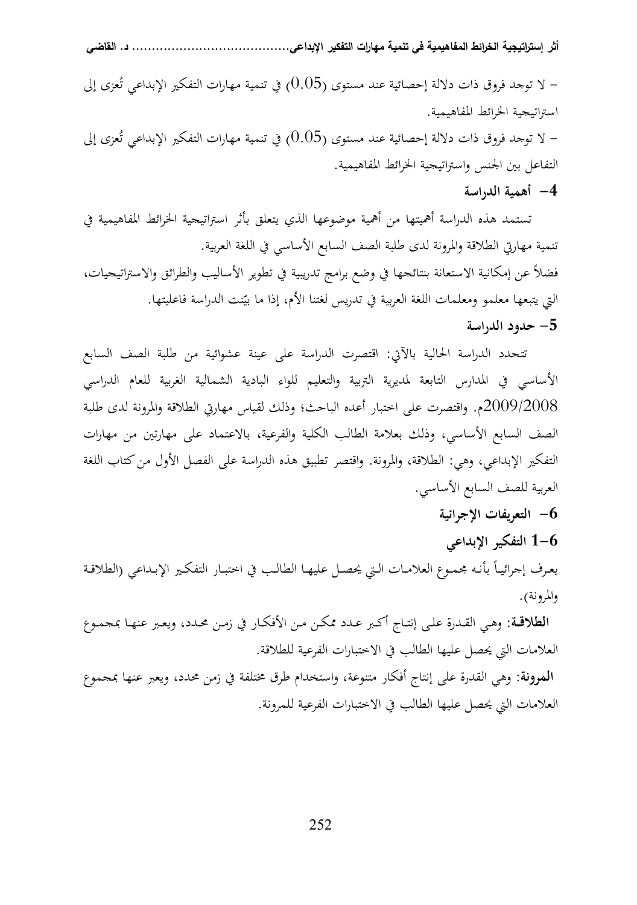- لا توجد فروق ذات دلالة إحصائية عند مستوى (0.05) في تنمية مهارات التفكير الإبداعي تُعزى إلى استراتيجية الخرائط المفاهيمية.

- لا توجد فروق ذات دلالة إحصائية عند مستوى (0.05) في تنمية مهارات التفكير الإبداعي تُعزى إلى التفاعل بين الجنس واستراتيجية الخرائط المفاهيمية.

## 4- أهمية الدراسة

تستمد هذه الدراسة أهميتها من أهمية موضوعها الذي يتعلق بأثر استراتيجية الخرائط المفاهيمية في تنمية مهارتي الطلاقة والمرونة لدى طلبة الصف السابع الأساسي في اللغة العربية.

فضلاً عن إمكانية الاستعانة بنتائجها في وضع برامج تدريبية في تطوير الأساليب والطرائق والاستراتيجيات، التي يتبعها معلمو ومعلمات اللغة العربية في تدريس لغتنا الأم، إذا ما بيّنت الدراسة فاعليتها.

## 5- حدود الدراسة

تتحدد الدراسة الحالية بالآتي: اقتصرت الدراسة على عينة عشوائية من طلبة الصف السابع الأساسي في المدارس التابعة لمديرية التربية والتعليم للواء البادية الشمالية الغربية للعام الدراسي 2009/2008م. واقتصرت على اختبار أعده الباحث؛ وذلك لقياس مهارتي الطلاقة والمرونة لدى طلبة الصف السابع الأساسي، وذلك بعلامة الطالب الكلية والفرعية، بالاعتماد على مهارتين من مهارات التفكير الإبداعي، وهي: الطلاقة، والمرونة. واقتصر تطبيق هذه الدراسة على الفصل الأول من كتاب اللغة العربية للصف السابع الأساسي.

## 6- التعريفات الإجرائية

### 6-1 التفكير الإبداعي

يعرف إجرائياً بأنه مجموع العلامات التي يحصل عليها الطالب في اختبار التفكير الإبداعي (الطلاقة والمرونة).

**الطلاقة**: وهي القدرة على إنتاج أكبر عدد ممكن من الأفكار في زمن محدد، ويعبر عنها بمجموع العلامات التي يحصل عليها الطالب في الاختبارات الفرعية للطلاقة.

**المرونة**: وهي القدرة على إنتاج أفكار متنوعة، واستخدام طرق مختلفة في زمن محدد، ويعبر عنها بمجموع العلامات التي يحصل عليها الطالب في الاختبارات الفرعية للمرونة.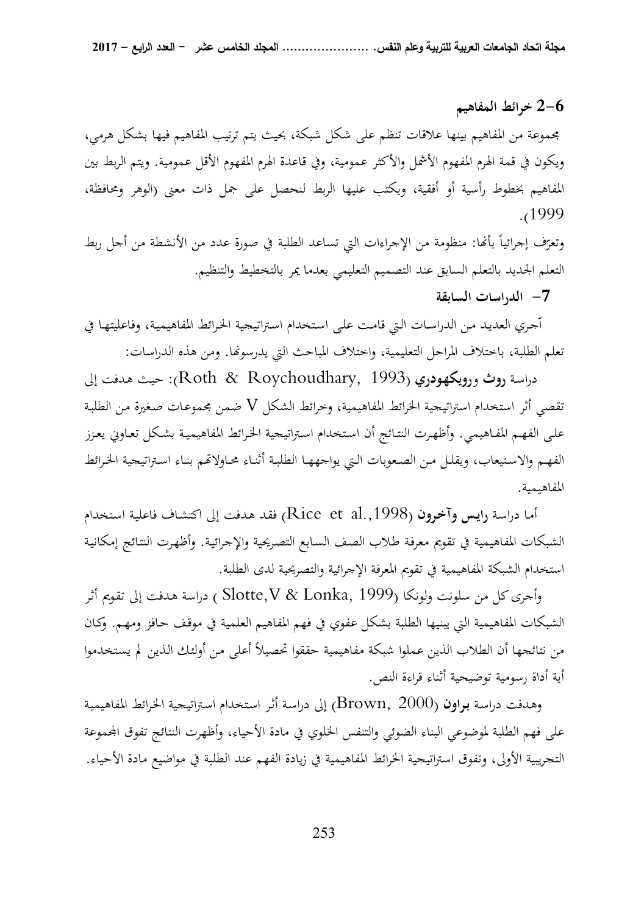### 6-2 خرائط المفاهيم

مجموعة من المفاهيم بينها علاقات تنظم على شكل شبكة، بحيث يتم ترتيب المفاهيم فيها بشكل هرمي، ويكون في قمة الهرم المفهوم الأشمل والأكثر عمومية، وفي قاعدة الهرم المفهوم الأقل عمومية. ويتم الربط بين المفاهيم بخطوط رأسية أو أفقية، ويكتب عليها الربط لنحصل على جمل ذات معنى (الوهر ومحافظة، 1999).

وتعرّف إجرائياً بأنها: منظومة من الإجراءات التي تساعد الطلبة في صورة عدد من الأنشطة من أجل ربط التعلم الجديد بالتعلم السابق عند التصميم التعليمي بعدما يمر بالتخطيط والتنظيم.

### 7- الدراسات السابقة

آجري العديد من الدراسات التي قامت على استخدام استراتيجية الخرائط المفاهيمية، وفاعليتها في تعلم الطلبة، باختلاف المراحل التعليمية، واختلاف المباحث التي يدرسونها. ومن هذه الدراسات:

دراسة **روث ورويكهودري** (Roth & Roychoudhary, 1993): حيث هدفت إلى تقصي أثر استخدام استراتيجية الخرائط المفاهيمية، وخرائط الشكل V ضمن مجموعات صغيرة من الطلبة على الفهم المفاهيمي. وأظهرت النتائج أن استخدام استراتيجية الخرائط المفاهيمية بشكل تعاوني يعزز الفهم والاستيعاب، ويقلل من الصعوبات التي يواجهها الطلبة أثناء محاولاتهم بناء استراتيجية الخرائط المفاهيمية.

أما دراسة **رايس وآخرون** (Rice et al.,1998) فقد هدفت إلى اكتشاف فاعلية استخدام الشبكات المفاهيمية في تقويم معرفة طلاب الصف السابع التصريحية والإجرائية. وأظهرت النتائج إمكانية استخدام الشبكة المفاهيمية في تقويم المعرفة الإجرائية والتصريحية لدى الطلبة.

وأجرى كل من سلونت ولونكا (Slotte,V & Lonka, 1999 ) دراسة هدفت إلى تقويم أثر الشبكات المفاهيمية التي يبنيها الطلبة بشكل عفوي في فهم المفاهيم العلمية في موقف حافز ومهم. وكان من نتائجها أن الطلاب الذين عملوا شبكة مفاهيمية حققوا تحصيلاً أعلى من أولئك الذين لم يستخدموا أية أداة رسومية توضيحية أثناء قراءة النص.

وهدفت دراسة **براون** (Brown, 2000) إلى دراسة أثر استخدام استراتيجية الخرائط المفاهيمية على فهم الطلبة لموضوعي البناء الضوئي والتنفس الخلوي في مادة الأحياء، وأظهرت النتائج تفوق المجموعة التجريبية الأولى، وتفوق استراتيجية الخرائط المفاهيمية في زيادة الفهم عند الطلبة في مواضيع مادة الأحياء.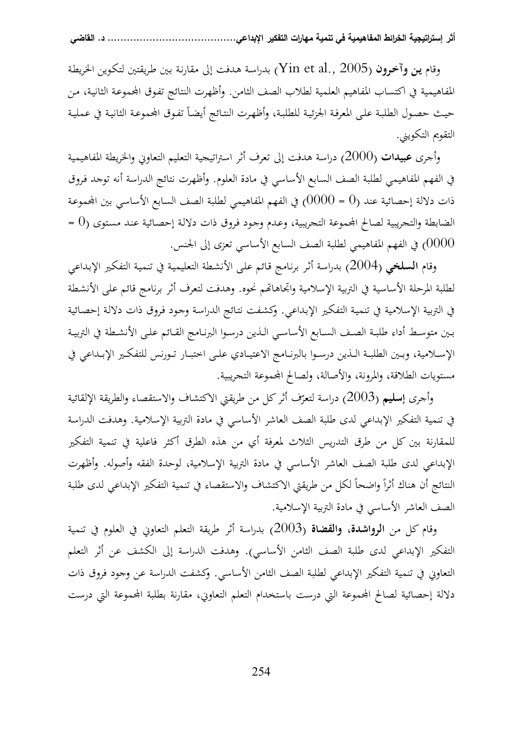وقام **ين وآخرون** (Yin et al., 2005) بدراسة هدفت إلى مقارنة بين طريقتين لتكوين الخريطة المفاهيمية في اكتساب المفاهيم العلمية لطلاب الصف الثامن. وأظهرت النتائج تفوق المجموعة الثانية، من حيث حصول الطلبة على المعرفة الجزئية للطلبة، وأظهرت النتائج أيضاً تفوق المجموعة الثانية في عملية التقويم التكويني.

وأجرى **عبيدات** (2000) دراسة هدفت إلى تعرف أثر استراتيجية التعليم التعاوني والخريطة المفاهيمية في الفهم المفاهيمي لطلبة الصف السابع الأساسي في مادة العلوم. وأظهرت نتائج الدراسة أنه توجد فروق ذات دلالة إحصائية عند (0 = 0000) في الفهم المفاهيمي لطلبة الصف السابع الأساسي بين المجموعة الضابطة والتجريبية لصالح المجموعة التجريبية، وعدم وجود فروق ذات دلالة إحصائية عند مستوى (0 = 0000) في الفهم المفاهيمي لطلبة الصف السابع الأساسي تعزى إلى الجنس.

وقام **السلخي** (2004) بدراسة أثر برنامج قائم على الأنشطة التعليمية في تنمية التفكير الإبداعي لطلبة المرحلة الأساسية في التربية الإسلامية واتجاهاتهم نحوه. وهدفت لتعرف أثر برنامج قائم على الأنشطة في التربية الإسلامية في تنمية التفكير الإبداعي. وكشفت نتائج الدراسة وجود فروق ذات دلالة إحصائية بين متوسط أداء طلبة الصف السابع الأساسي الذين درسوا البرنامج القائم على الأنشطة في التربية الإسلامية، وبين الطلبة الذين درسوا بالبرنامج الاعتيادي على اختبار تورنس للتفكير الإبداعي في مستويات الطلاقة، والمرونة، والأصالة، ولصالح المجموعة التجريبية.

وأجرى **إسليم** (2003) دراسة لتعرّف أثر كل من طريقتي الاكتشاف والاستقصاء والطريقة الإلقائية في تنمية التفكير الإبداعي لدى طلبة الصف العاشر الأساسي في مادة التربية الإسلامية. وهدفت الدراسة للمقارنة بين كل من طرق التدريس الثلاث لمعرفة أي من هذه الطرق أكثر فاعلية في تنمية التفكير الإبداعي لدى طلبة الصف العاشر الأساسي في مادة التربية الإسلامية، لوحدة الفقه وأصوله. وأظهرت النتائج أن هناك أثراً واضحاً لكل من طريقتي الاكتشاف والاستقصاء في تنمية التفكير الإبداعي لدى طلبة الصف العاشر الأساسي في مادة التربية الإسلامية.

وقام كل من **الرواشدة، والقضاة** (2003) بدراسة أثر طريقة التعلم التعاوني في العلوم في تنمية التفكير الإبداعي لدى طلبة الصف الثامن الأساسي). وهدفت الدراسة إلى الكشف عن أثر التعلم التعاوني في تنمية التفكير الإبداعي لطلبة الصف الثامن الأساسي. وكشفت الدراسة عن وجود فروق ذات دلالة إحصائية لصالح المجموعة التي درست باستخدام التعلم التعاوني، مقارنة بطلبة المجموعة التي درست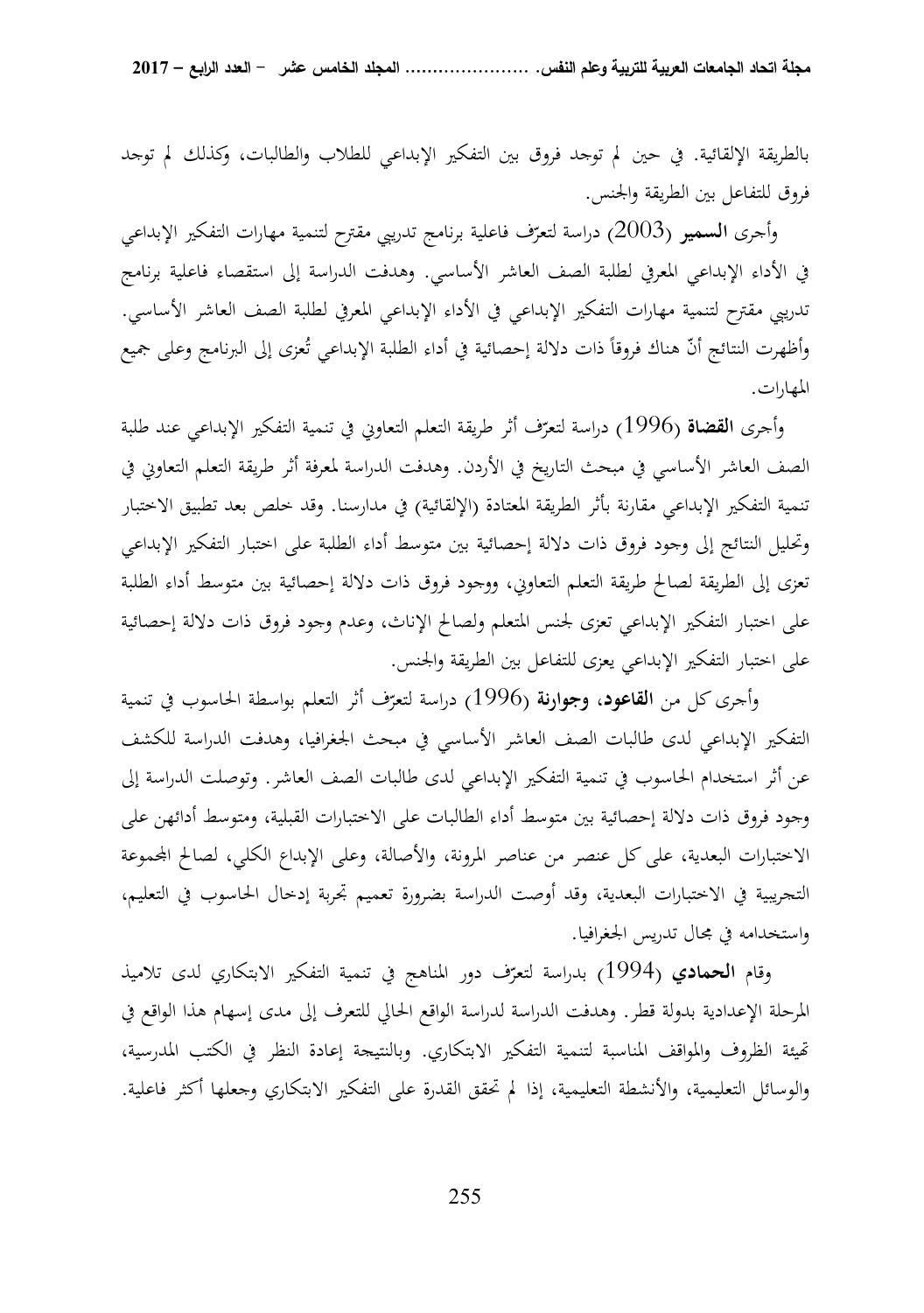بالطريقة الإلقائية. في حين لم توجد فروق بين التفكير الإبداعي للطلاب والطالبات، وكذلك لم توجد فروق للتفاعل بين الطريقة والجنس.

وأجرى **السمير** (2003) دراسة لتعرّف فاعلية برنامج تدريبي مقترح لتنمية مهارات التفكير الإبداعي في الأداء الإبداعي المعرفي لطلبة الصف العاشر الأساسي. وهدفت الدراسة إلى استقصاء فاعلية برنامج تدريبي مقترح لتنمية مهارات التفكير الإبداعي في الأداء الإبداعي المعرفي لطلبة الصف العاشر الأساسي. وأظهرت النتائج أنّ هناك فروقاً ذات دلالة إحصائية في أداء الطلبة الإبداعي تُعزى إلى البرنامج وعلى جميع المهارات.

وأجرى **القضاة** (1996) دراسة لتعرّف أثر طريقة التعلم التعاوني في تنمية التفكير الإبداعي عند طلبة الصف العاشر الأساسي في مبحث التاريخ في الأردن. وهدفت الدراسة لمعرفة أثر طريقة التعلم التعاوني في تنمية التفكير الإبداعي مقارنة بأثر الطريقة المعتادة (الإلقائية) في مدارسنا. وقد خلص بعد تطبيق الاختبار وتحليل النتائج إلى وجود فروق ذات دلالة إحصائية بين متوسط أداء الطلبة على اختبار التفكير الإبداعي تعزى إلى الطريقة لصالح طريقة التعلم التعاوني، ووجود فروق ذات دلالة إحصائية بين متوسط أداء الطلبة على اختبار التفكير الإبداعي تعزى لجنس المتعلم ولصالح الإناث، وعدم وجود فروق ذات دلالة إحصائية على اختبار التفكير الإبداعي يعزى للتفاعل بين الطريقة والجنس.

وأجرى كل من **القاعود، وجوارنة** (1996) دراسة لتعرّف أثر التعلم بواسطة الحاسوب في تنمية التفكير الإبداعي لدى طالبات الصف العاشر الأساسي في مبحث الجغرافيا، وهدفت الدراسة للكشف عن أثر استخدام الحاسوب في تنمية التفكير الإبداعي لدى طالبات الصف العاشر. وتوصلت الدراسة إلى وجود فروق ذات دلالة إحصائية بين متوسط أداء الطالبات على الاختبارات القبلية، ومتوسط أدائهن على الاختبارات البعدية، على كل عنصر من عناصر المرونة، والأصالة، وعلى الإبداع الكلي، لصالح المجموعة التجريبية في الاختبارات البعدية، وقد أوصت الدراسة بضرورة تعميم تجربة إدخال الحاسوب في التعليم، واستخدامه في مجال تدريس الجغرافيا.

وقام **الحمادي** (1994) بدراسة لتعرّف دور المناهج في تنمية التفكير الابتكاري لدى تلاميذ المرحلة الإعدادية بدولة قطر. وهدفت الدراسة لدراسة الواقع الحالي للتعرف إلى مدى إسهام هذا الواقع في تهيئة الظروف والمواقف المناسبة لتنمية التفكير الابتكاري. وبالنتيجة إعادة النظر في الكتب المدرسية، والوسائل التعليمية، والأنشطة التعليمية، إذا لم تحقق القدرة على التفكير الابتكاري وجعلها أكثر فاعلية.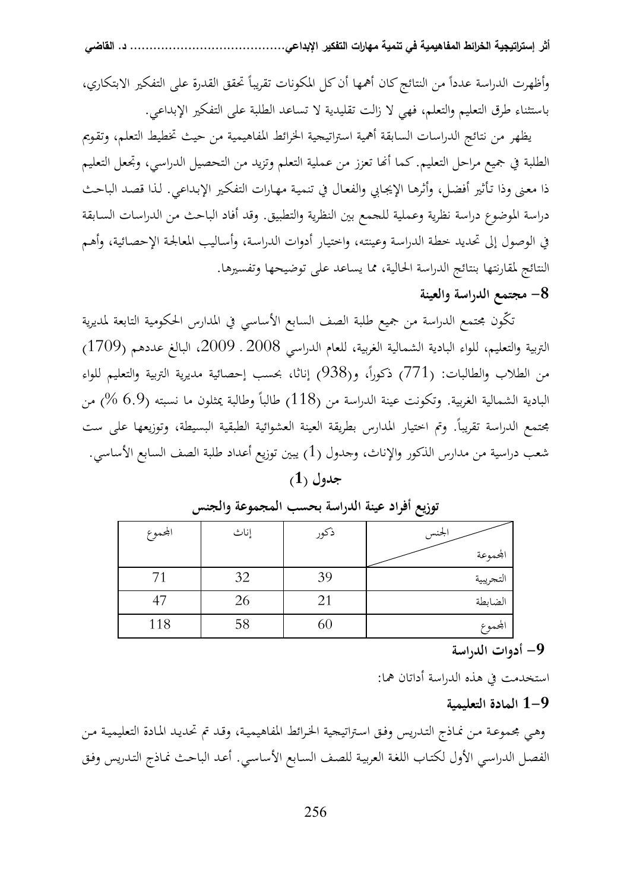وأظهرت الدراسة عدداً من النتائج كان أهمها أن كل المكونات تقريباً تحقق القدرة على التفكير الابتكاري، باستثناء طرق التعليم والتعلم، فهي لا زالت تقليدية لا تساعد الطلبة على التفكير الإبداعي.

يظهر من نتائج الدراسات السابقة أهمية استراتيجية الخرائط المفاهيمية من حيث تخطيط التعلم، وتقويم الطلبة في جميع مراحل التعليم. كما أنها تعزز من عملية التعلم وتزيد من التحصيل الدراسي، وتجعل التعليم ذا معنى وذا تأثير أفضل، وأثرها الإيجابي والفعال في تنمية مهارات التفكير الإبداعي. لذا قصد الباحث دراسة الموضوع دراسة نظرية وعملية للجمع بين النظرية والتطبيق. وقد أفاد الباحث من الدراسات السابقة في الوصول إلى تحديد خطة الدراسة وعينته، واختيار أدوات الدراسة، وأساليب المعالجة الإحصائية، وأهم النتائج لمقارنتها بنتائج الدراسة الحالية، مما يساعد على توضيحها وتفسيرها.

## 8- مجتمع الدراسة والعينة

تكّون مجتمع الدراسة من جميع طلبة الصف السابع الأساسي في المدارس الحكومية التابعة لمديرية التربية والتعليم، للواء البادية الشمالية الغربية، للعام الدراسي 2008 . 2009، البالغ عددهم (1709) من الطلاب والطالبات: (771) ذكوراً، و(938) إناثا، بحسب إحصائية مديرية التربية والتعليم للواء البادية الشمالية الغربية. وتكونت عينة الدراسة من (118) طالباً وطالبة يمثلون ما نسبته (6.9 %) من مجتمع الدراسة تقريباً. وتم اختيار المدارس بطريقة العينة العشوائية الطبقية البسيطة، وتوزيعها على ست شعب دراسية من مدارس الذكور والإناث، وجدول (1) يبين توزيع أعداد طلبة الصف السابع الأساسي.

**جدول (1)**

**توزيع أفراد عينة الدراسة بحسب المجموعة والجنس**

| الجنس / المجموعة | ذكور | إناث | المجموع |
|---|---|---|---|
| التجريبية | 39 | 32 | 71 |
| الضابطة | 21 | 26 | 47 |
| المجموع | 60 | 58 | 118 |

## 9- أدوات الدراسة

استخدمت في هذه الدراسة أداتان هما:

### 9-1 المادة التعليمية

وهي مجموعة من نماذج التدريس وفق استراتيجية الخرائط المفاهيمية، وقد تم تحديد المادة التعليمية من الفصل الدراسي الأول لكتاب اللغة العربية للصف السابع الأساسي. أعد الباحث نماذج التدريس وفق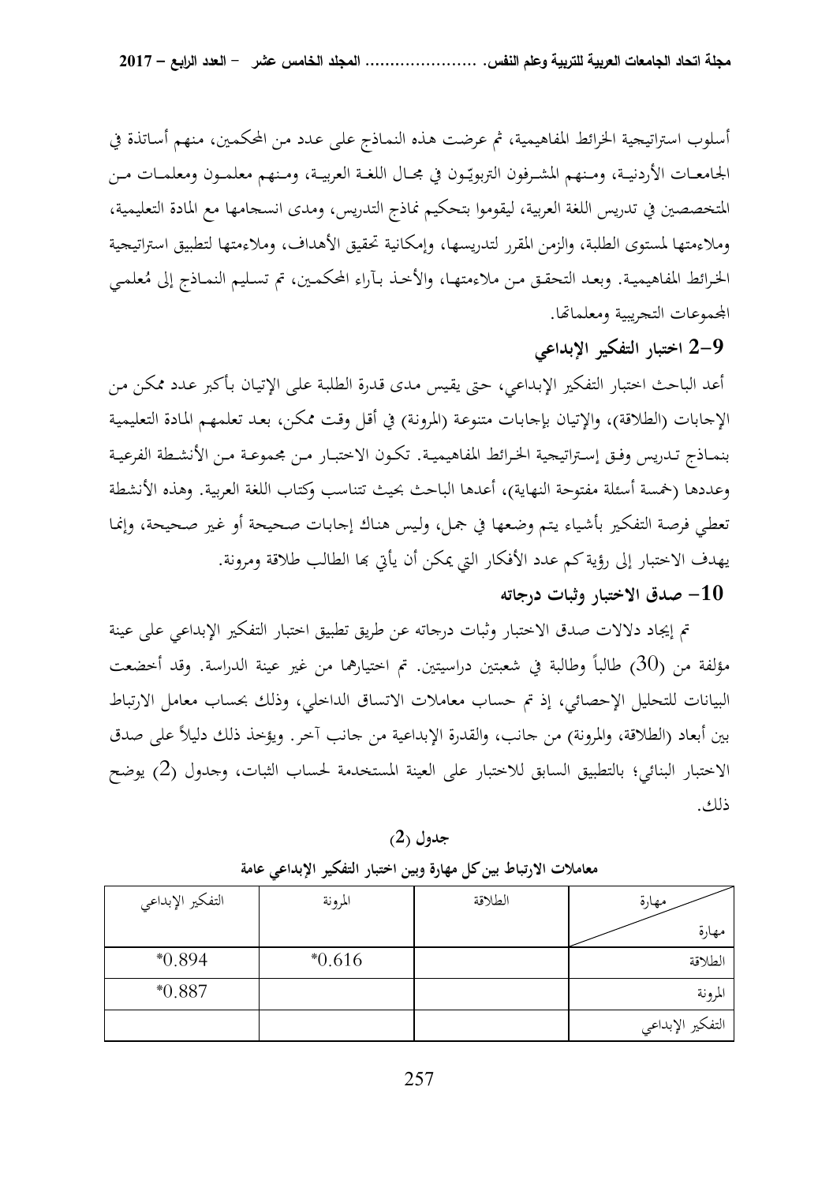أسلوب استراتيجية الخرائط المفاهيمية، ثم عرضت هذه النماذج على عدد من المحكمين، منهم أساتذة في الجامعات الأردنية، ومنهم المشرفون التربويّون في مجال اللغة العربية، ومنهم معلمون ومعلمات من المتخصصين في تدريس اللغة العربية، ليقوموا بتحكيم نماذج التدريس، ومدى انسجامها مع المادة التعليمية، وملاءمتها لمستوى الطلبة، والزمن المقرر لتدريسها، وإمكانية تحقيق الأهداف، وملاءمتها لتطبيق استراتيجية الخرائط المفاهيمية. وبعد التحقق من ملاءمتها، والأخذ بآراء المحكمين، تم تسليم النماذج إلى مُعلمي المجموعات التجريبية ومعلماتها.

## 9-2 اختبار التفكير الإبداعي

أعد الباحث اختبار التفكير الإبداعي، حتى يقيس مدى قدرة الطلبة على الإتيان بأكبر عدد ممكن من الإجابات (الطلاقة)، والإتيان بإجابات متنوعة (المرونة) في أقل وقت ممكن، بعد تعلمهم المادة التعليمية بنماذج تدريس وفق إستراتيجية الخرائط المفاهيمية. تكون الاختبار من مجموعة من الأنشطة الفرعية وعددها (خمسة أسئلة مفتوحة النهاية)، أعدها الباحث بحيث تتناسب وكتاب اللغة العربية. وهذه الأنشطة تعطي فرصة التفكير بأشياء يتم وضعها في جمل، وليس هناك إجابات صحيحة أو غير صحيحة، وإنما يهدف الاختبار إلى رؤية كم عدد الأفكار التي يمكن أن يأتي بها الطالب طلاقة ومرونة.

## 10- صدق الاختبار وثبات درجاته

تم إيجاد دلالات صدق الاختبار وثبات درجاته عن طريق تطبيق اختبار التفكير الإبداعي على عينة مؤلفة من (30) طالباً وطالبة في شعبتين دراسيتين. تم اختيارهما من غير عينة الدراسة. وقد أخضعت البيانات للتحليل الإحصائي، إذ تم حساب معاملات الاتساق الداخلي، وذلك بحساب معامل الارتباط بين أبعاد (الطلاقة، والمرونة) من جانب، والقدرة الإبداعية من جانب آخر. ويؤخذ ذلك دليلاً على صدق الاختبار البنائي؛ بالتطبيق السابق للاختبار على العينة المستخدمة لحساب الثبات، وجدول (2) يوضح ذلك.

**جدول (2)**

**معاملات الارتباط بين كل مهارة وبين اختبار التفكير الإبداعي عامة**

| مهارة / مهارة | الطلاقة | المرونة | التفكير الإبداعي |
|---|---|---|---|
| الطلاقة | | *0.616 | *0.894 |
| المرونة | | | *0.887 |
| التفكير الإبداعي | | | |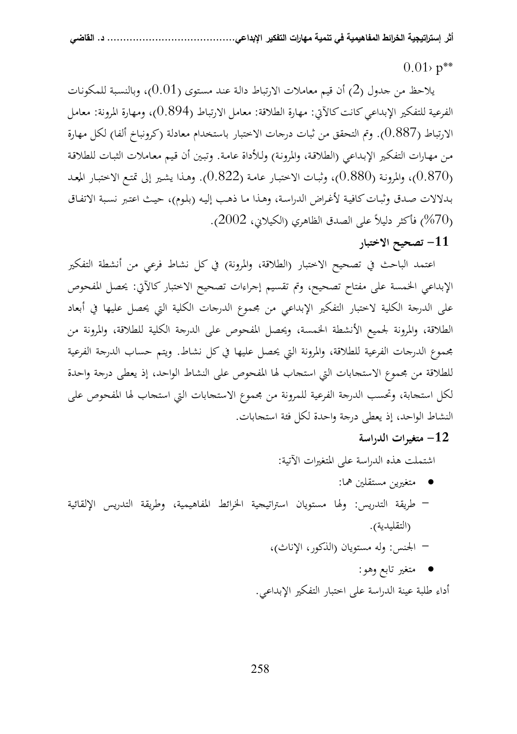$p^{**} > 0.01$

يلاحظ من جدول (2) أن قيم معاملات الارتباط دالة عند مستوى (0.01)، وبالنسبة للمكونات الفرعية للتفكير الإبداعي كانت كالآتي: مهارة الطلاقة: معامل الارتباط (0.894)، ومهارة المرونة: معامل الارتباط (0.887). وتم التحقق من ثبات درجات الاختبار باستخدام معادلة (كرونباخ ألفا) لكل مهارة من مهارات التفكير الإبداعي (الطلاقة، والمرونة) وللأداة عامة. وتبين أن قيم معاملات الثبات للطلاقة (0.870)، والمرونة (0.880)، وثبات الاختبار عامة (0.822). وهذا يشير إلى تمتع الاختبار المعد بدلالات صدق وثبات كافية لأغراض الدراسة، وهذا ما ذهب إليه (بلوم)، حيث اعتبر نسبة الاتفاق (70%) فأكثر دليلاً على الصدق الظاهري (الكيلاني، 2002).

## 11- تصحيح الاختبار

اعتمد الباحث في تصحيح الاختبار (الطلاقة، والمرونة) في كل نشاط فرعي من أنشطة التفكير الإبداعي الخمسة على مفتاح تصحيح، وتم تقسيم إجراءات تصحيح الاختبار كالآتي: يحصل المفحوص على الدرجة الكلية لاختبار التفكير الإبداعي من مجموع الدرجات الكلية التي يحصل عليها في أبعاد الطلاقة، والمرونة لجميع الأنشطة الخمسة، ويحصل المفحوص على الدرجة الكلية للطلاقة، والمرونة من مجموع الدرجات الفرعية للطلاقة، والمرونة التي يحصل عليها في كل نشاط. ويتم حساب الدرجة الفرعية للطلاقة من مجموع الاستجابات التي استجاب لها المفحوص على النشاط الواحد، إذ يعطى درجة واحدة لكل استجابة، وتحسب الدرجة الفرعية للمرونة من مجموع الاستجابات التي استجاب لها المفحوص على النشاط الواحد، إذ يعطى درجة واحدة لكل فئة استجابات.

## 12- متغيرات الدراسة

اشتملت هذه الدراسة على المتغيرات الآتية:

- متغيرين مستقلين هما:

– طريقة التدريس: ولها مستويان استراتيجية الخرائط المفاهيمية، وطريقة التدريس الإلقائية (التقليدية).

– الجنس: وله مستويان (الذكور، الإناث)،

- متغير تابع وهو:

أداء طلبة عينة الدراسة على اختبار التفكير الإبداعي.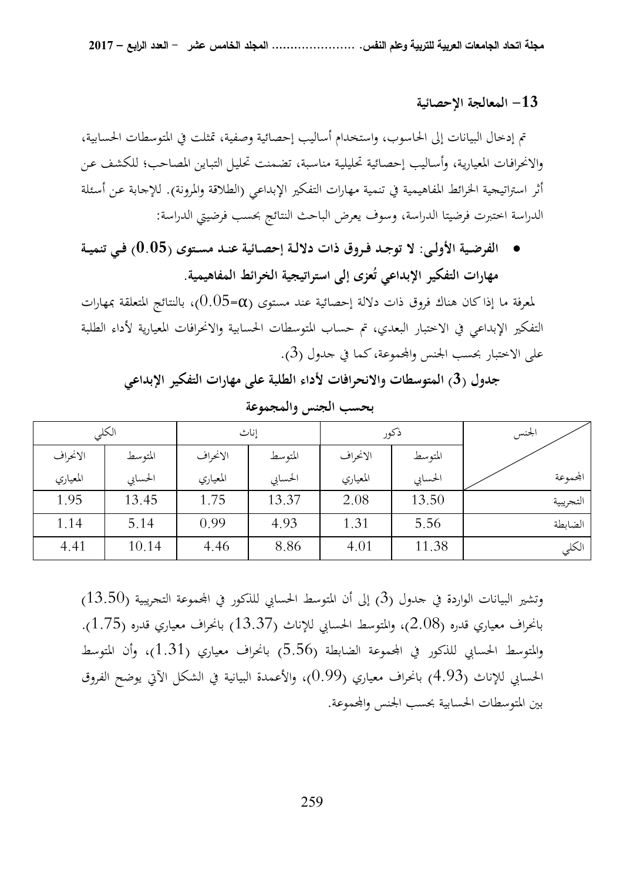## 13- المعالجة الإحصائية

تم إدخال البيانات إلى الحاسوب، واستخدام أساليب إحصائية وصفية، تمثلت في المتوسطات الحسابية، والانحرافات المعيارية، وأساليب إحصائية تحليلية مناسبة، تضمنت تحليل التباين المصاحب؛ للكشف عن أثر استراتيجية الخرائط المفاهيمية في تنمية مهارات التفكير الإبداعي (الطلاقة والمرونة). للإجابة عن أسئلة الدراسة اختبرت فرضيتا الدراسة، وسوف يعرض الباحث النتائج بحسب فرضيتي الدراسة:

- **الفرضية الأولى: لا توجد فروق ذات دلالة إحصائية عند مستوى (0.05) في تنمية مهارات التفكير الإبداعي تُعزى إلى استراتيجية الخرائط المفاهيمية.**

لمعرفة ما إذا كان هناك فروق ذات دلالة إحصائية عند مستوى ($\alpha=0.05$)، بالنتائج المتعلقة بمهارات التفكير الإبداعي في الاختبار البعدي، تم حساب المتوسطات الحسابية والانحرافات المعيارية لأداء الطلبة على الاختبار بحسب الجنس والمجموعة، كما في جدول (3).

**جدول (3) المتوسطات والانحرافات لأداء الطلبة على مهارات التفكير الإبداعي بحسب الجنس والمجموعة**

| الجنس / المجموعة | ذكور | | إناث | | الكلي | |
|---|---|---|---|---|---|---|
| | المتوسط الحسابي | الانحراف المعياري | المتوسط الحسابي | الانحراف المعياري | المتوسط الحسابي | الانحراف المعياري |
| التجريبية | 13.50 | 2.08 | 13.37 | 1.75 | 13.45 | 1.95 |
| الضابطة | 5.56 | 1.31 | 4.93 | 0.99 | 5.14 | 1.14 |
| الكلي | 11.38 | 4.01 | 8.86 | 4.46 | 10.14 | 4.41 |

وتشير البيانات الواردة في جدول (3) إلى أن المتوسط الحسابي للذكور في المجموعة التجريبية (13.50) بانحراف معياري قدره (2.08)، والمتوسط الحسابي للإناث (13.37) بانحراف معياري قدره (1.75). والمتوسط الحسابي للذكور في المجموعة الضابطة (5.56) بانحراف معياري (1.31)، وأن المتوسط الحسابي للإناث (4.93) بانحراف معياري (0.99)، والأعمدة البيانية في الشكل الآتي يوضح الفروق بين المتوسطات الحسابية بحسب الجنس والمجموعة.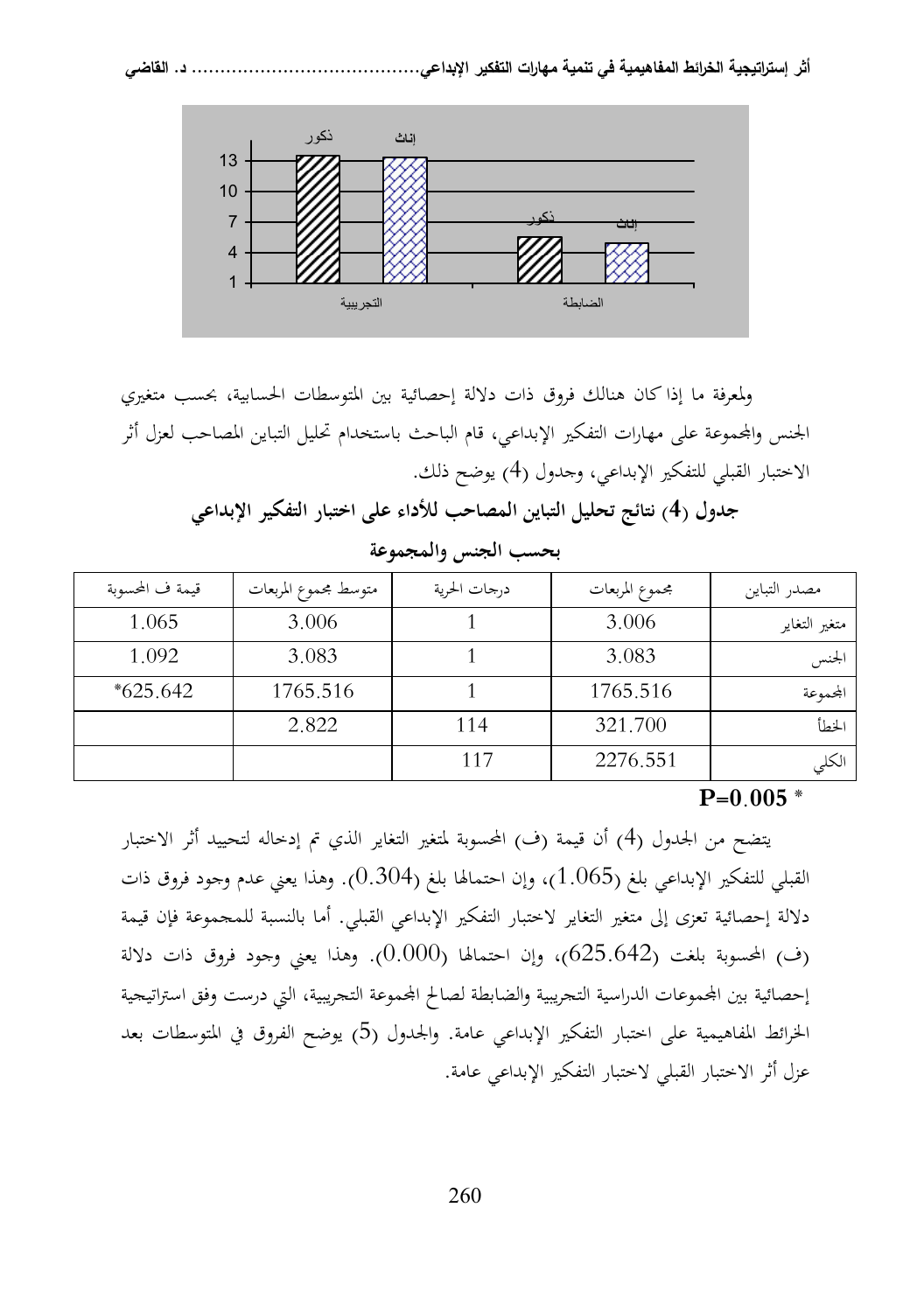ولمعرفة ما إذا كان هنالك فروق ذات دلالة إحصائية بين المتوسطات الحسابية، بحسب متغيري الجنس والمجموعة على مهارات التفكير الإبداعي، قام الباحث باستخدام تحليل التباين المصاحب لعزل أثر الاختبار القبلي للتفكير الإبداعي، وجدول (4) يوضح ذلك.

**جدول (4) نتائج تحليل التباين المصاحب للأداء على اختبار التفكير الإبداعي بحسب الجنس والمجموعة**

| مصدر التباين | مجموع المربعات | درجات الحرية | متوسط مجموع المربعات | قيمة ف المحسوبة |
|---|---|---|---|---|
| متغير التغاير | 3.006 | 1 | 3.006 | 1.065 |
| الجنس | 3.083 | 1 | 3.083 | 1.092 |
| المجموعة | 1765.516 | 1 | 1765.516 | *625.642 |
| الخطأ | 321.700 | 114 | 2.822 | |
| الكلي | 2276.551 | 117 | | |

**P=0.005** *

يتضح من الجدول (4) أن قيمة (ف) المحسوبة لمتغير التغاير الذي تم إدخاله لتحييد أثر الاختبار القبلي للتفكير الإبداعي بلغ (1.065)، وإن احتمالها بلغ (0.304). وهذا يعني عدم وجود فروق ذات دلالة إحصائية تعزى إلى متغير التغاير لاختبار التفكير الإبداعي القبلي. أما بالنسبة للمجموعة فإن قيمة (ف) المحسوبة بلغت (625.642)، وإن احتمالها (0.000). وهذا يعني وجود فروق ذات دلالة إحصائية بين المجموعات الدراسية التجريبية والضابطة لصالح المجموعة التجريبية، التي درست وفق استراتيجية الخرائط المفاهيمية على اختبار التفكير الإبداعي عامة. والجدول (5) يوضح الفروق في المتوسطات بعد عزل أثر الاختبار القبلي لاختبار التفكير الإبداعي عامة.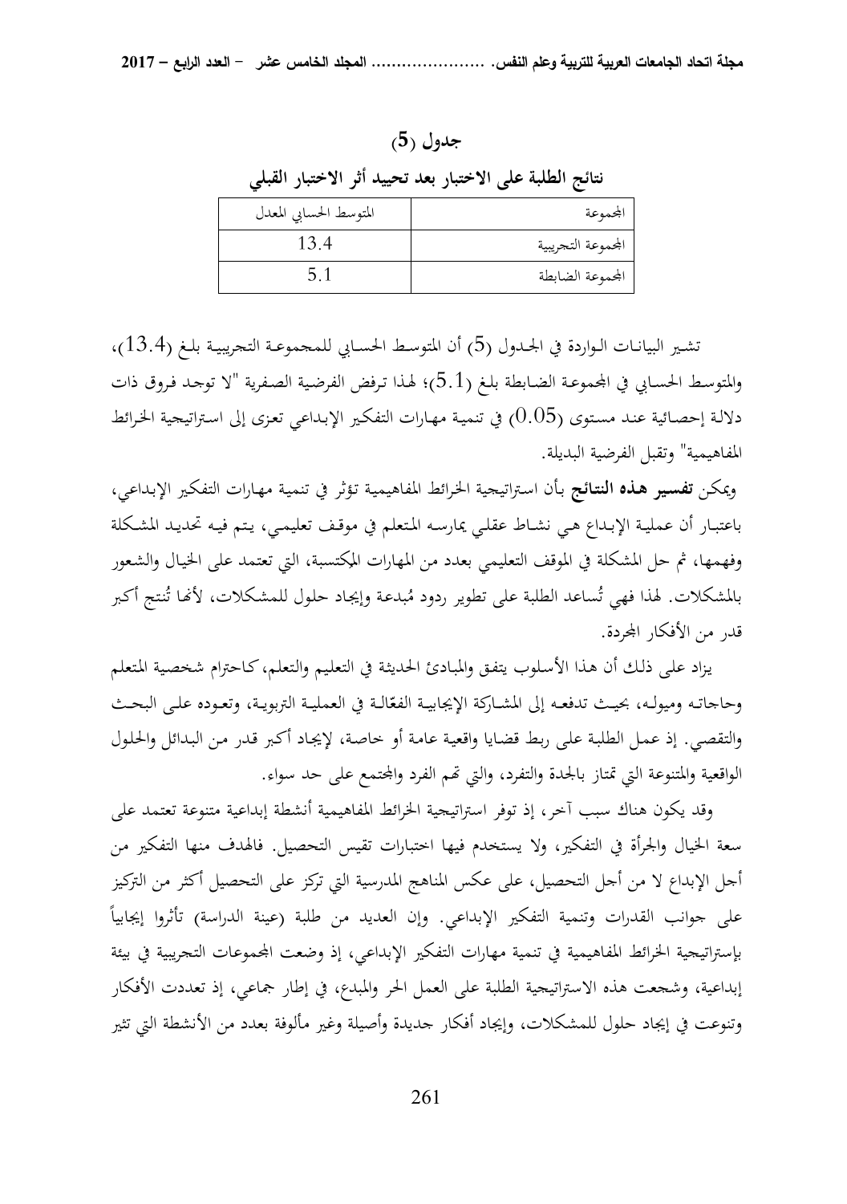**جدول (5)**

**نتائج الطلبة على الاختبار بعد تحييد أثر الاختبار القبلي**

| المجموعة | المتوسط الحسابي المعدل |
|---|---|
| المجموعة التجريبية | 13.4 |
| المجموعة الضابطة | 5.1 |

تشير البيانات الواردة في الجدول (5) أن المتوسط الحسابي للمجموعة التجريبية بلغ (13.4)، والمتوسط الحسابي في المجموعة الضابطة بلغ (5.1)؛ لهذا ترفض الفرضية الصفرية "لا توجد فروق ذات دلالة إحصائية عند مستوى (0.05) في تنمية مهارات التفكير الإبداعي تعزى إلى استراتيجية الخرائط المفاهيمية" وتقبل الفرضية البديلة.

ويمكن **تفسير هذه النتائج** بأن استراتيجية الخرائط المفاهيمية تؤثر في تنمية مهارات التفكير الإبداعي، باعتبار أن عملية الإبداع هي نشاط عقلي يمارسه المتعلم في موقف تعليمي، يتم فيه تحديد المشكلة وفهمها، ثم حل المشكلة في الموقف التعليمي بعدد من المهارات المكتسبة، التي تعتمد على الخيال والشعور بالمشكلات. لهذا فهي تُساعد الطلبة على تطوير ردود مُبدعة وإيجاد حلول للمشكلات، لأنها تُنتج أكبر قدر من الأفكار المجردة.

يزاد على ذلك أن هذا الأسلوب يتفق والمبادئ الحديثة في التعليم والتعلم، كاحترام شخصية المتعلم وحاجاته وميوله، بحيث تدفعه إلى المشاركة الإيجابية الفعّالة في العملية التربوية، وتعوده على البحث والتقصي. إذ عمل الطلبة على ربط قضايا واقعية عامة أو خاصة، لإيجاد أكبر قدر من البدائل والحلول الواقعية والمتنوعة التي تمتاز بالجدة والتفرد، والتي تهم الفرد والمجتمع على حد سواء.

وقد يكون هناك سبب آخر، إذ توفر استراتيجية الخرائط المفاهيمية أنشطة إبداعية متنوعة تعتمد على سعة الخيال والجرأة في التفكير، ولا يستخدم فيها اختبارات تقيس التحصيل. فالهدف منها التفكير من أجل الإبداع لا من أجل التحصيل، على عكس المناهج المدرسية التي تركز على التحصيل أكثر من التركيز على جوانب القدرات وتنمية التفكير الإبداعي. وإن العديد من طلبة (عينة الدراسة) تأثروا إيجابياً بإستراتيجية الخرائط المفاهيمية في تنمية مهارات التفكير الإبداعي، إذ وضعت المجموعات التجريبية في بيئة إبداعية، وشجعت هذه الاستراتيجية الطلبة على العمل الحر والمبدع، في إطار جماعي، إذ تعددت الأفكار وتنوعت في إيجاد حلول للمشكلات، وإيجاد أفكار جديدة وأصيلة وغير مألوفة بعدد من الأنشطة التي تثير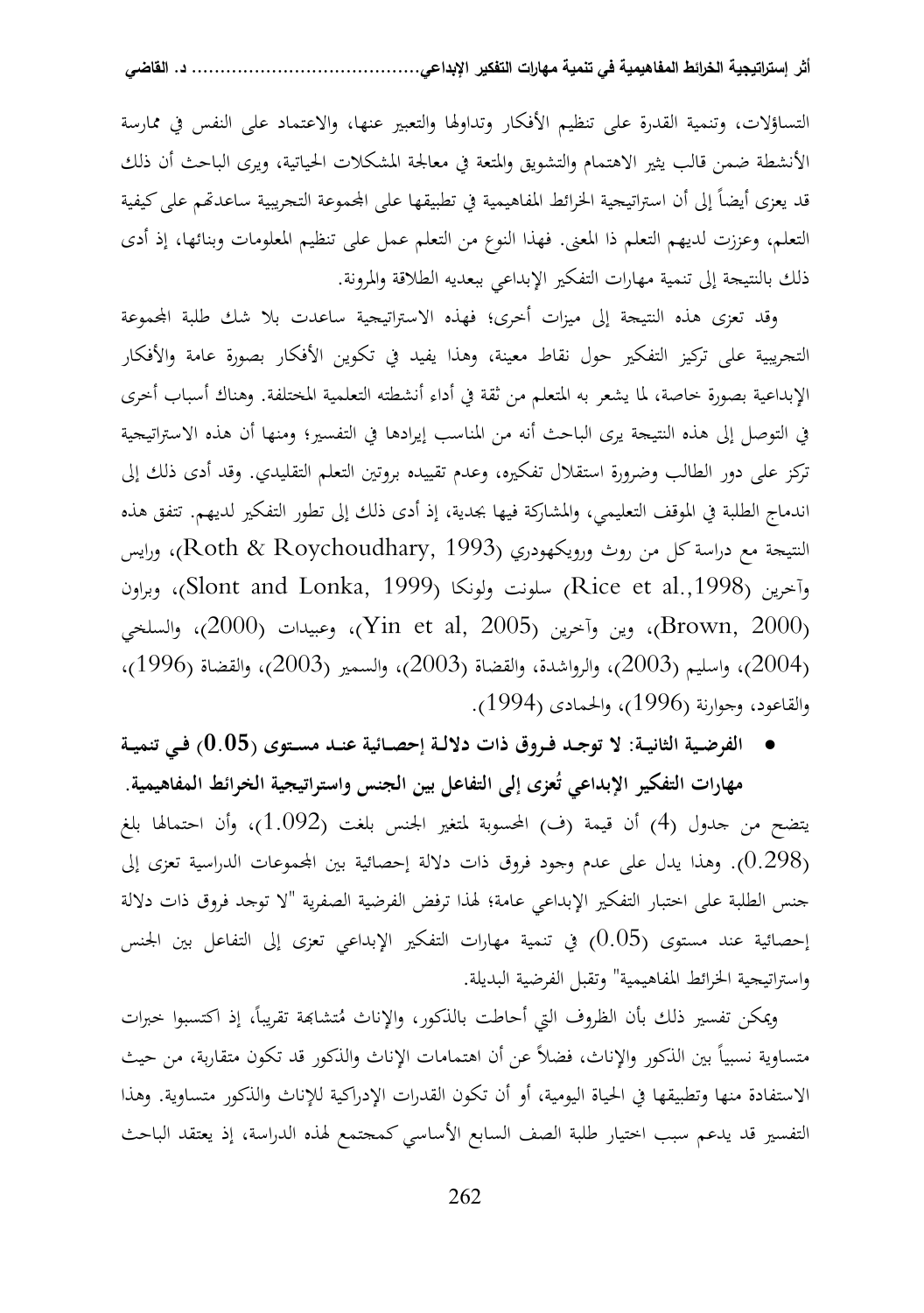التساؤلات، وتنمية القدرة على تنظيم الأفكار وتداولها والتعبير عنها، والاعتماد على النفس في ممارسة الأنشطة ضمن قالب يثير الاهتمام والتشويق والمتعة في معالجة المشكلات الحياتية، ويرى الباحث أن ذلك قد يعزى أيضاً إلى أن استراتيجية الخرائط المفاهيمية في تطبيقها على المجموعة التجريبية ساعدتهم على كيفية التعلم، وعززت لديهم التعلم ذا المعنى. فهذا النوع من التعلم عمل على تنظيم المعلومات وبنائها، إذ أدى ذلك بالنتيجة إلى تنمية مهارات التفكير الإبداعي ببعديه الطلاقة والمرونة.

وقد تعزى هذه النتيجة إلى ميزات أخرى؛ فهذه الاستراتيجية ساعدت بلا شك طلبة المجموعة التجريبية على تركيز التفكير حول نقاط معينة، وهذا يفيد في تكوين الأفكار بصورة عامة والأفكار الإبداعية بصورة خاصة، لما يشعر به المتعلم من ثقة في أداء أنشطته التعلمية المختلفة. وهناك أسباب أخرى في التوصل إلى هذه النتيجة يرى الباحث أنه من المناسب إيرادها في التفسير؛ ومنها أن هذه الاستراتيجية تركز على دور الطالب وضرورة استقلال تفكيره، وعدم تقييده بروتين التعلم التقليدي. وقد أدى ذلك إلى اندماج الطلبة في الموقف التعليمي، والمشاركة فيها بجدية، إذ أدى ذلك إلى تطور التفكير لديهم. تتفق هذه النتيجة مع دراسة كل من روث ورويكهودري (Roth & Roychoudhary, 1993)، ورايس وآخرين (Rice et al.,1998) سلونت ولونكا (Slont and Lonka, 1999)، وبراون (Brown, 2000)، وين وآخرين (Yin et al, 2005)، وعبيدات (2000)، والسلخي (2004)، واسليم (2003)، والرواشدة، والقضاة (2003)، والسمير (2003)، والقضاة (1996)، والقاعود، وجوارنة (1996)، والحمادى (1994).

- **الفرضية الثانية: لا توجد فروق ذات دلالة إحصائية عند مستوى (0.05) في تنمية مهارات التفكير الإبداعي تُعزى إلى التفاعل بين الجنس واستراتيجية الخرائط المفاهيمية.**

يتضح من جدول (4) أن قيمة (ف) المحسوبة لمتغير الجنس بلغت (1.092)، وأن احتمالها بلغ (0.298). وهذا يدل على عدم وجود فروق ذات دلالة إحصائية بين المجموعات الدراسية تعزى إلى جنس الطلبة على اختبار التفكير الإبداعي عامة؛ لهذا ترفض الفرضية الصفرية "لا توجد فروق ذات دلالة إحصائية عند مستوى (0.05) في تنمية مهارات التفكير الإبداعي تعزى إلى التفاعل بين الجنس واستراتيجية الخرائط المفاهيمية" وتقبل الفرضية البديلة.

ويمكن تفسير ذلك بأن الظروف التي أحاطت بالذكور، والإناث مُتشابهة تقريباً، إذ اكتسبوا خبرات متساوية نسبياً بين الذكور والإناث، فضلاً عن أن اهتمامات الإناث والذكور قد تكون متقاربة، من حيث الاستفادة منها وتطبيقها في الحياة اليومية، أو أن تكون القدرات الإدراكية للإناث والذكور متساوية. وهذا التفسير قد يدعم سبب اختيار طلبة الصف السابع الأساسي كمجتمع لهذه الدراسة، إذ يعتقد الباحث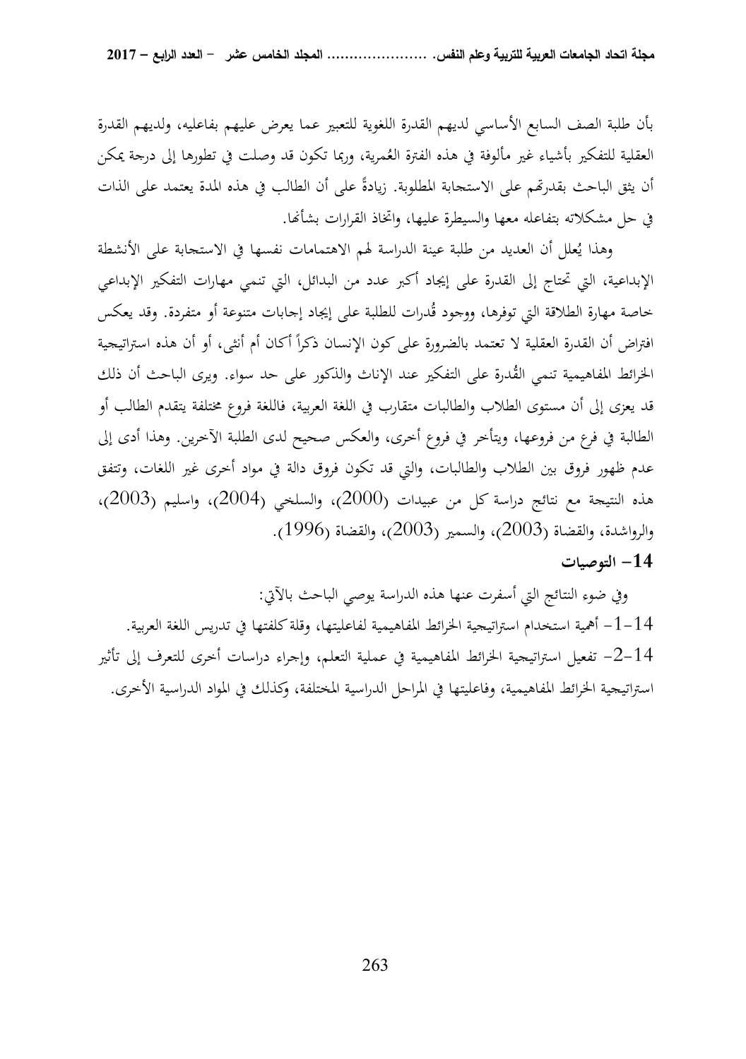بأن طلبة الصف السابع الأساسي لديهم القدرة اللغوية للتعبير عما يعرض عليهم بفاعليه، ولديهم القدرة العقلية للتفكير بأشياء غير مألوفة في هذه الفترة العُمرية، وربما تكون قد وصلت في تطورها إلى درجة يمكن أن يثق الباحث بقدرتهم على الاستجابة المطلوبة. زيادةً على أن الطالب في هذه المدة يعتمد على الذات في حل مشكلاته بتفاعله معها والسيطرة عليها، واتخاذ القرارات بشأنها.

وهذا يُعلل أن العديد من طلبة عينة الدراسة لهم الاهتمامات نفسها في الاستجابة على الأنشطة الإبداعية، التي تحتاج إلى القدرة على إيجاد أكبر عدد من البدائل، التي تنمي مهارات التفكير الإبداعي خاصة مهارة الطلاقة التي توفرها، ووجود قُدرات للطلبة على إيجاد إجابات متنوعة أو متفردة. وقد يعكس افتراض أن القدرة العقلية لا تعتمد بالضرورة على كون الإنسان ذكراً أكان أم أنثى، أو أن هذه استراتيجية الخرائط المفاهيمية تنمي القُدرة على التفكير عند الإناث والذكور على حد سواء. ويرى الباحث أن ذلك قد يعزى إلى أن مستوى الطلاب والطالبات متقارب في اللغة العربية، فاللغة فروع مختلفة يتقدم الطالب أو الطالبة في فرع من فروعها، ويتأخر في فروع أخرى، والعكس صحيح لدى الطلبة الآخرين. وهذا أدى إلى عدم ظهور فروق بين الطلاب والطالبات، والتي قد تكون فروق دالة في مواد أخرى غير اللغات، وتتفق هذه النتيجة مع نتائج دراسة كل من عبيدات (2000)، والسلخي (2004)، واسليم (2003)، والرواشدة، والقضاة (2003)، والسمير (2003)، والقضاة (1996).

## 14- التوصيات

وفي ضوء النتائج التي أسفرت عنها هذه الدراسة يوصي الباحث بالآتي:

14-1- أهمية استخدام استراتيجية الخرائط المفاهيمية لفاعليتها، وقلة كلفتها في تدريس اللغة العربية.

14-2- تفعيل استراتيجية الخرائط المفاهيمية في عملية التعلم، وإجراء دراسات أخرى للتعرف إلى تأثير استراتيجية الخرائط المفاهيمية، وفاعليتها في المراحل الدراسية المختلفة، وكذلك في المواد الدراسية الأخرى.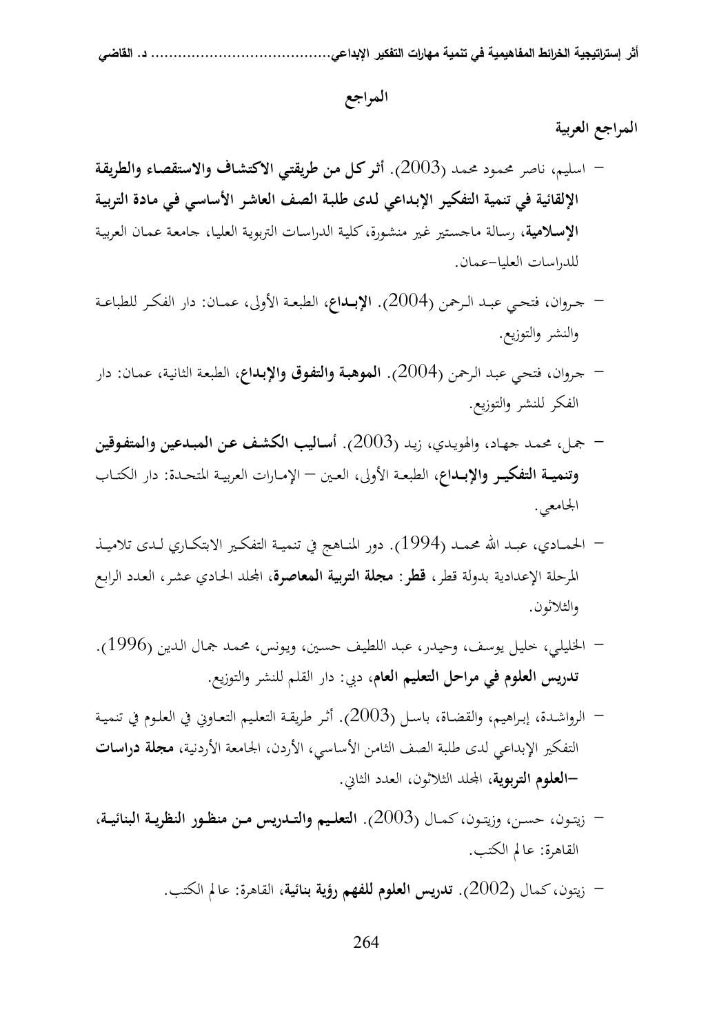## المراجع

### المراجع العربية

- اسليم، ناصر محمود محمد (2003). **أثر كل من طريقتي الاكتشاف والاستقصاء والطريقة الإلقائية في تنمية التفكير الإبداعي لدى طلبة الصف العاشر الأساسي في مادة التربية الإسلامية**، رسالة ماجستير غير منشورة، كلية الدراسات التربوية العليا، جامعة عمان العربية للدراسات العليا-عمان.

- جروان، فتحي عبد الرحمن (2004). **الإبداع**، الطبعة الأولى، عمان: دار الفكر للطباعة والنشر والتوزيع.

- جروان، فتحي عبد الرحمن (2004). **الموهبة والتفوق والإبداع**، الطبعة الثانية، عمان: دار الفكر للنشر والتوزيع.

- جمل، محمد جهاد، والهويدي، زيد (2003). **أساليب الكشف عن المبدعين والمتفوقين وتنمية التفكير والإبداع**، الطبعة الأولى، العين – الإمارات العربية المتحدة: دار الكتاب الجامعي.

- الحمادي، عبد الله محمد (1994). دور المناهج في تنمية التفكير الابتكاري لدى تلاميذ المرحلة الإعدادية بدولة قطر، **قطر: مجلة التربية المعاصرة**، المجلد الحادي عشر، العدد الرابع والثلاثون.

- الخليلي، خليل يوسف، وحيدر، عبد اللطيف حسين، ويونس، محمد جمال الدين (1996). **تدريس العلوم في مراحل التعليم العام**، دبي: دار القلم للنشر والتوزيع.

- الرواشدة، إبراهيم، والقضاة، باسل (2003). أثر طريقة التعليم التعاوني في العلوم في تنمية التفكير الإبداعي لدى طلبة الصف الثامن الأساسي، الأردن، الجامعة الأردنية، **مجلة دراسات –العلوم التربوية**، المجلد الثلاثون، العدد الثاني.

- زيتون، حسن، وزيتون، كمال (2003). **التعليم والتدريس من منظور النظرية البنائية**، القاهرة: عالم الكتب.

- زيتون، كمال (2002). **تدريس العلوم للفهم رؤية بنائية**، القاهرة: عالم الكتب.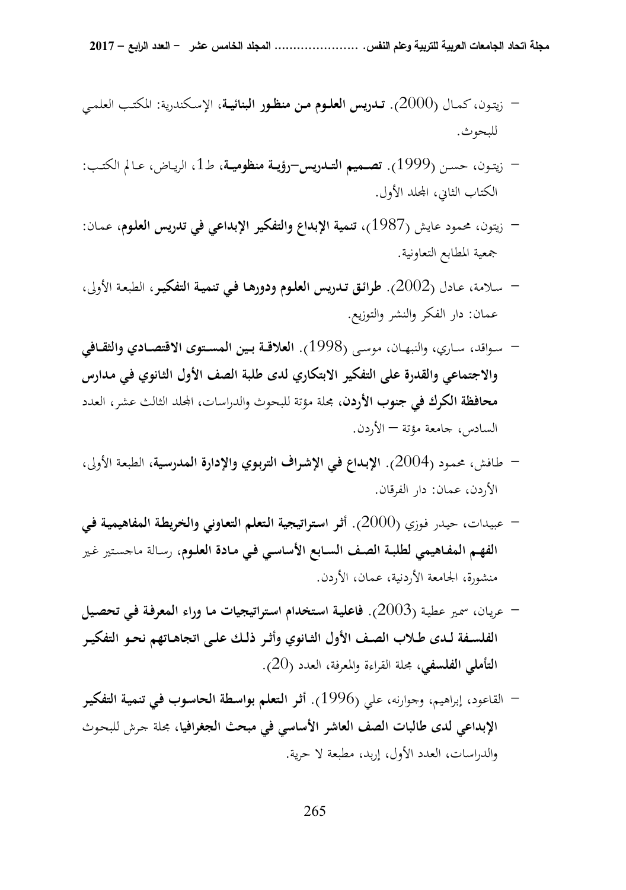- زيتون، كمال (2000). **تدريس العلوم من منظور البنائية**، الإسكندرية: المكتب العلمي للبحوث.

- زيتون، حسن (1999). **تصميم التدريس–رؤية منظومية**، ط1، الرياض، عالم الكتب: الكتاب الثاني، المجلد الأول.

- زيتون، محمود عايش (1987)، **تنمية الإبداع والتفكير الإبداعي في تدريس العلوم**، عمان: جمعية المطابع التعاونية.

- سلامة، عادل (2002). **طرائق تدريس العلوم ودورها في تنمية التفكير**، الطبعة الأولى، عمان: دار الفكر والنشر والتوزيع.

- سواقد، ساري، والنبهان، موسى (1998). **العلاقة بين المستوى الاقتصادي والثقافي والاجتماعي والقدرة على التفكير الابتكاري لدى طلبة الصف الأول الثانوي في مدارس محافظة الكرك في جنوب الأردن**، مجلة مؤتة للبحوث والدراسات، المجلد الثالث عشر، العدد السادس، جامعة مؤتة – الأردن.

- طافش، محمود (2004). **الإبداع في الإشراف التربوي والإدارة المدرسية**، الطبعة الأولى، الأردن، عمان: دار الفرقان.

- عبيدات، حيدر فوزي (2000). **أثر استراتيجية التعلم التعاوني والخريطة المفاهيمية في الفهم المفاهيمي لطلبة الصف السابع الأساسي في مادة العلوم**، رسالة ماجستير غير منشورة، الجامعة الأردنية، عمان، الأردن.

- عريان، سمير عطية (2003). **فاعلية استخدام استراتيجيات ما وراء المعرفة في تحصيل الفلسفة لدى طلاب الصف الأول الثانوي وأثر ذلك على اتجاهاتهم نحو التفكير التأملي الفلسفي**، مجلة القراءة والمعرفة، العدد (20).

- القاعود، إبراهيم، وجوارنه، علي (1996). **أثر التعلم بواسطة الحاسوب في تنمية التفكير الإبداعي لدى طالبات الصف العاشر الأساسي في مبحث الجغرافيا**، مجلة جرش للبحوث والدراسات، العدد الأول، إربد، مطبعة لا حرية.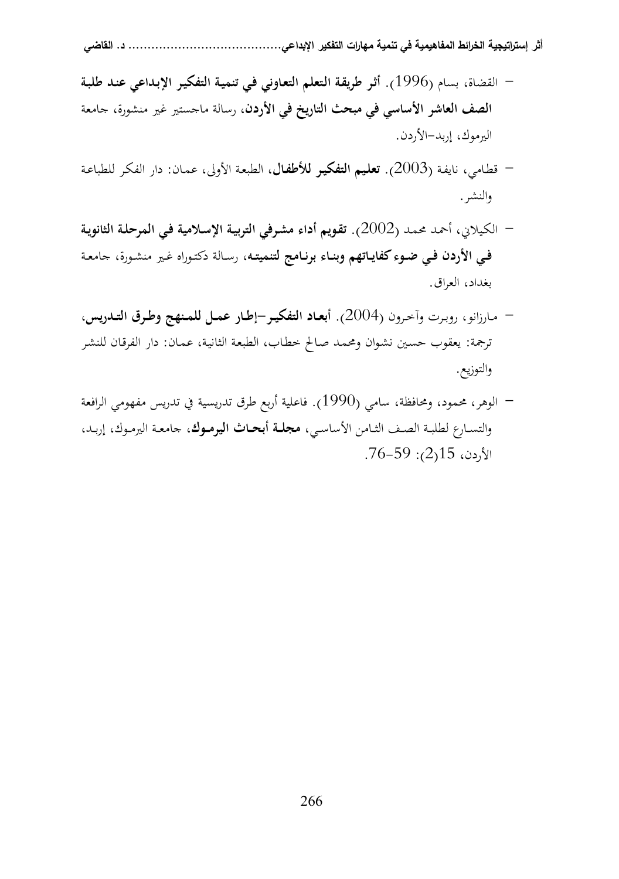- القضاة، بسام (1996). **أثر طريقة التعلم التعاوني في تنمية التفكير الإبداعي عند طلبة الصف العاشر الأساسي في مبحث التاريخ في الأردن**، رسالة ماجستير غير منشورة، جامعة اليرموك، إربد-الأردن.

- قطامي، نايفة (2003). **تعليم التفكير للأطفال**، الطبعة الأولى، عمان: دار الفكر للطباعة والنشر.

- الكيلاني، أحمد محمد (2002). **تقويم أداء مشرفي التربية الإسلامية في المرحلة الثانوية في الأردن في ضوء كفاياتهم وبناء برنامج لتنميته**، رسالة دكتوراه غير منشورة، جامعة بغداد، العراق.

- مارزانو، روبرت وآخرون (2004). **أبعاد التفكير-إطار عمل للمنهج وطرق التدريس**، ترجمة: يعقوب حسين نشوان ومحمد صالح خطاب، الطبعة الثانية، عمان: دار الفرقان للنشر والتوزيع.

- الوهر، محمود، ومحافظة، سامي (1990). فاعلية أربع طرق تدريسية في تدريس مفهومي الرافعة والتسارع لطلبة الصف الثامن الأساسي، **مجلة أبحاث اليرموك**، جامعة اليرموك، إربد، الأردن، 15(2): 59-76.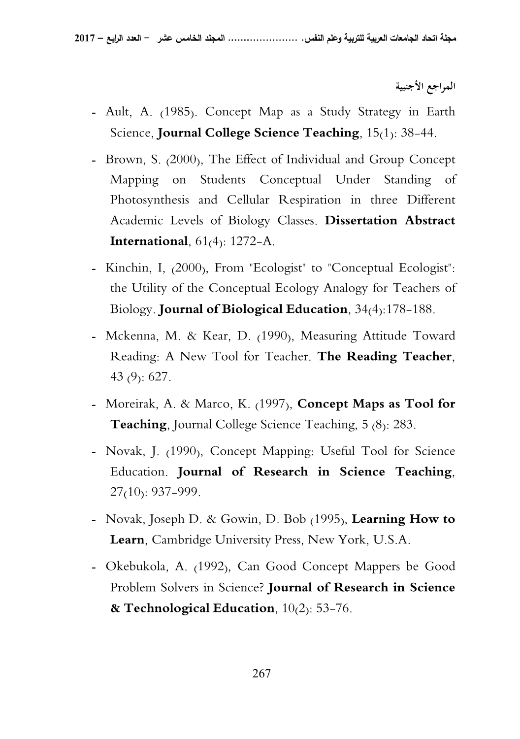## المراجع الأجنبية

- Ault, A. (1985). Concept Map as a Study Strategy in Earth Science, **Journal College Science Teaching**, 15(1): 38-44.
- Brown, S. (2000), The Effect of Individual and Group Concept Mapping on Students Conceptual Under Standing of Photosynthesis and Cellular Respiration in three Different Academic Levels of Biology Classes. **Dissertation Abstract International**, 61(4): 1272-A.
- Kinchin, I, (2000), From "Ecologist" to "Conceptual Ecologist": the Utility of the Conceptual Ecology Analogy for Teachers of Biology. **Journal of Biological Education**, 34(4):178-188.
- Mckenna, M. & Kear, D. (1990), Measuring Attitude Toward Reading: A New Tool for Teacher. **The Reading Teacher**, 43 (9): 627.
- Moreirak, A. & Marco, K. (1997), **Concept Maps as Tool for Teaching**, Journal College Science Teaching, 5 (8): 283.
- Novak, J. (1990), Concept Mapping: Useful Tool for Science Education. **Journal of Research in Science Teaching**, 27(10): 937-999.
- Novak, Joseph D. & Gowin, D. Bob (1995), **Learning How to Learn**, Cambridge University Press, New York, U.S.A.
- Okebukola, A. (1992), Can Good Concept Mappers be Good Problem Solvers in Science? **Journal of Research in Science & Technological Education**, 10(2): 53-76.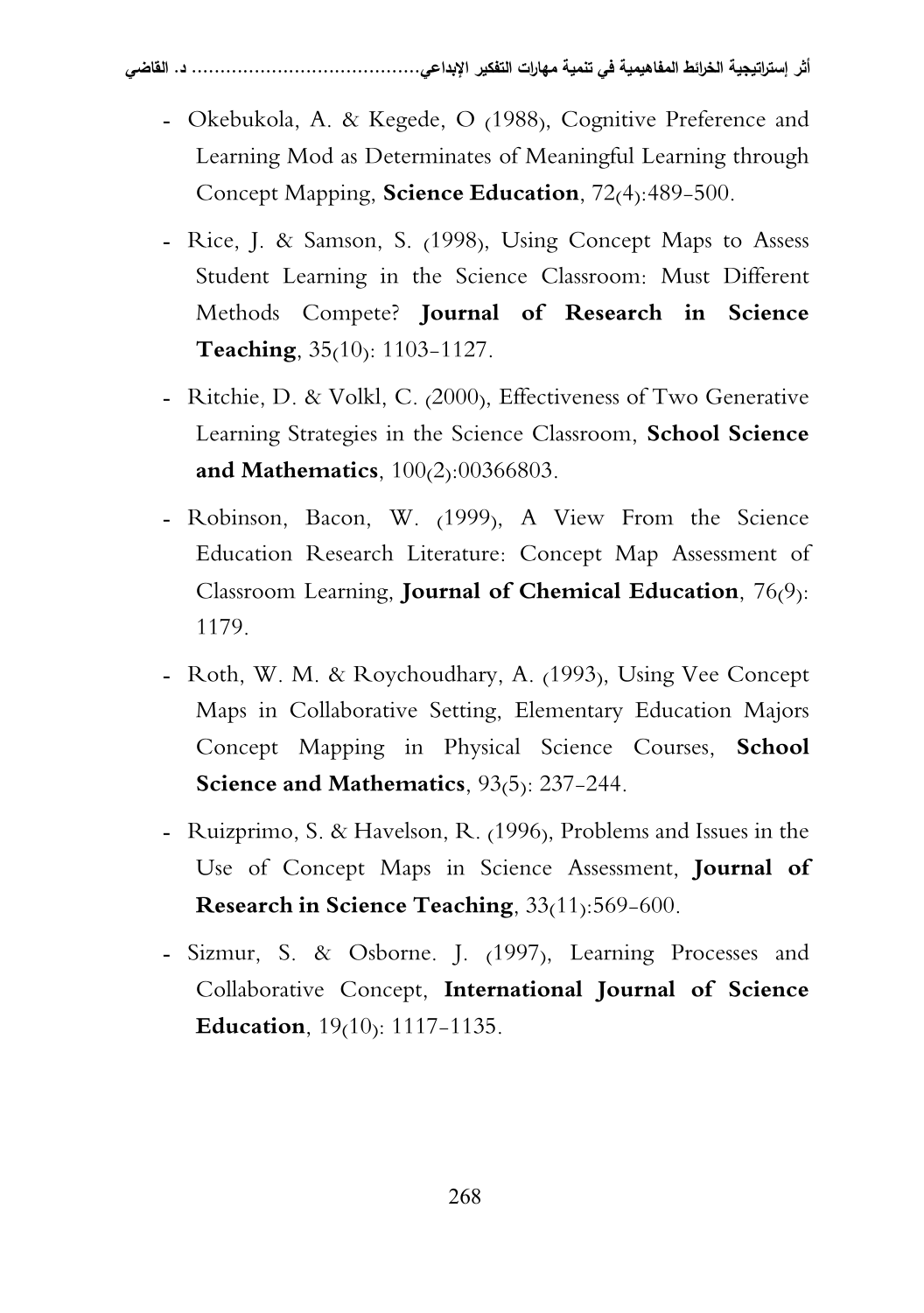- Okebukola, A. & Kegede, O (1988), Cognitive Preference and Learning Mod as Determinates of Meaningful Learning through Concept Mapping, **Science Education**, 72(4):489-500.

- Rice, J. & Samson, S. (1998), Using Concept Maps to Assess Student Learning in the Science Classroom: Must Different Methods Compete? **Journal of Research in Science Teaching**, 35(10): 1103-1127.

- Ritchie, D. & Volkl, C. (2000), Effectiveness of Two Generative Learning Strategies in the Science Classroom, **School Science and Mathematics**, 100(2):00366803.

- Robinson, Bacon, W. (1999), A View From the Science Education Research Literature: Concept Map Assessment of Classroom Learning, **Journal of Chemical Education**, 76(9): 1179.

- Roth, W. M. & Roychoudhary, A. (1993), Using Vee Concept Maps in Collaborative Setting, Elementary Education Majors Concept Mapping in Physical Science Courses, **School Science and Mathematics**, 93(5): 237-244.

- Ruizprimo, S. & Havelson, R. (1996), Problems and Issues in the Use of Concept Maps in Science Assessment, **Journal of Research in Science Teaching**, 33(11):569-600.

- Sizmur, S. & Osborne. J. (1997), Learning Processes and Collaborative Concept, **International Journal of Science Education**, 19(10): 1117-1135.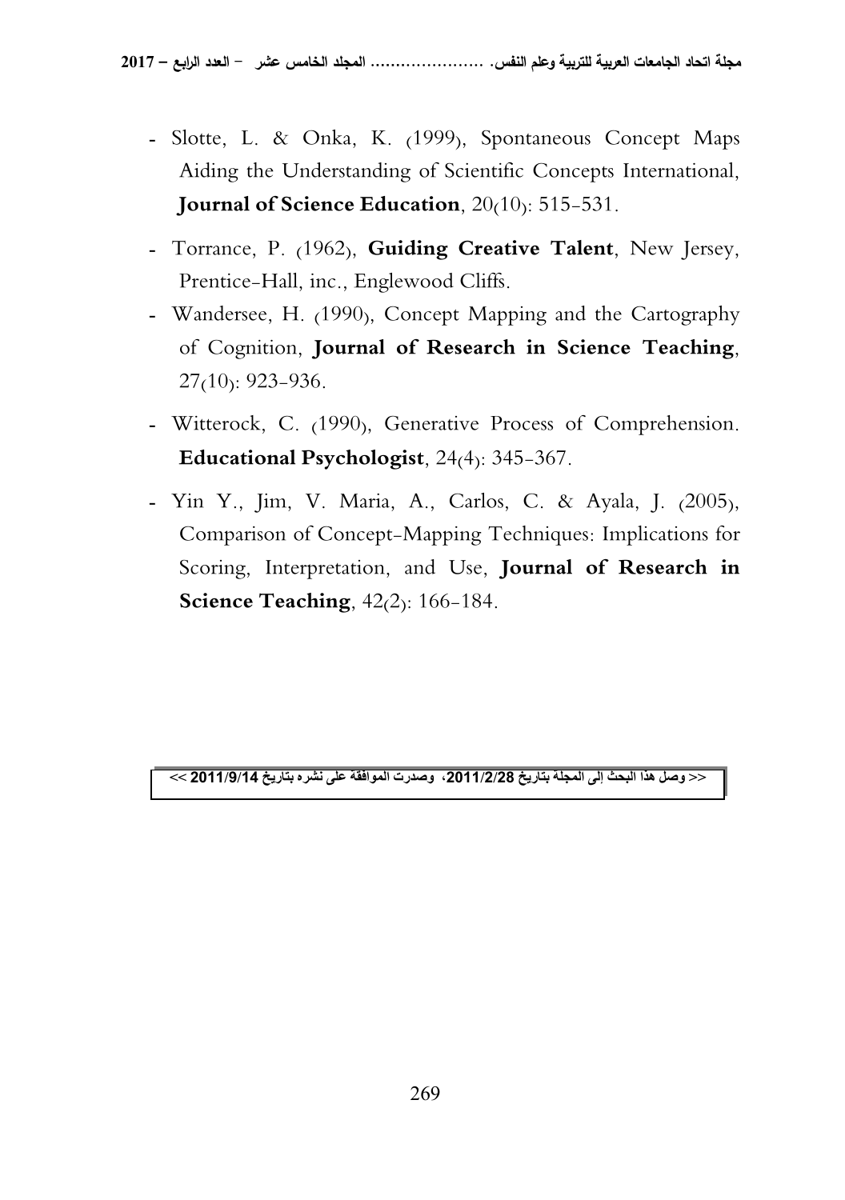- Slotte, L. & Onka, K. (1999), Spontaneous Concept Maps Aiding the Understanding of Scientific Concepts International, **Journal of Science Education**, 20(10): 515-531.
- Torrance, P. (1962), **Guiding Creative Talent**, New Jersey, Prentice-Hall, inc., Englewood Cliffs.
- Wandersee, H. (1990), Concept Mapping and the Cartography of Cognition, **Journal of Research in Science Teaching**, 27(10): 923-936.
- Witterock, C. (1990), Generative Process of Comprehension. **Educational Psychologist**, 24(4): 345-367.
- Yin Y., Jim, V. Maria, A., Carlos, C. & Ayala, J. (2005), Comparison of Concept-Mapping Techniques: Implications for Scoring, Interpretation, and Use, **Journal of Research in Science Teaching**, 42(2): 166-184.

<< وصل هذا البحث إلى المجلة بتاريخ **2011/2/28**، وصدرت الموافقة على نشره بتاريخ **2011/9/14** >>